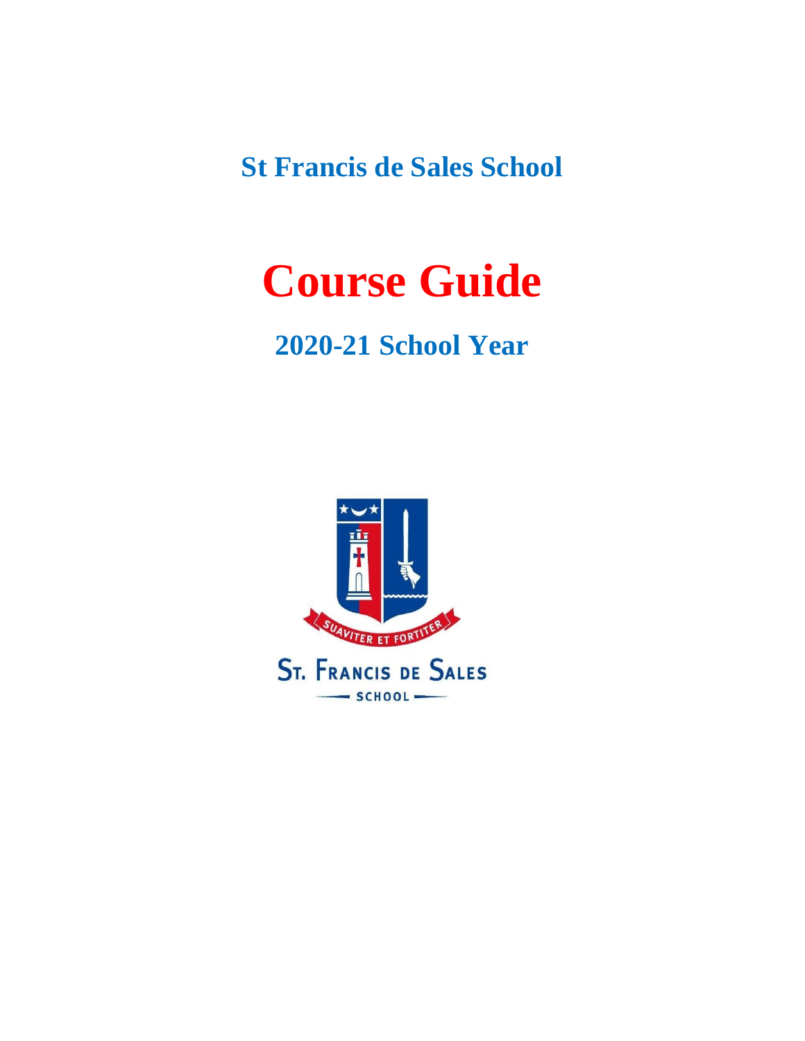**St Francis de Sales School**

# Course Guide

## 2020-21 School Year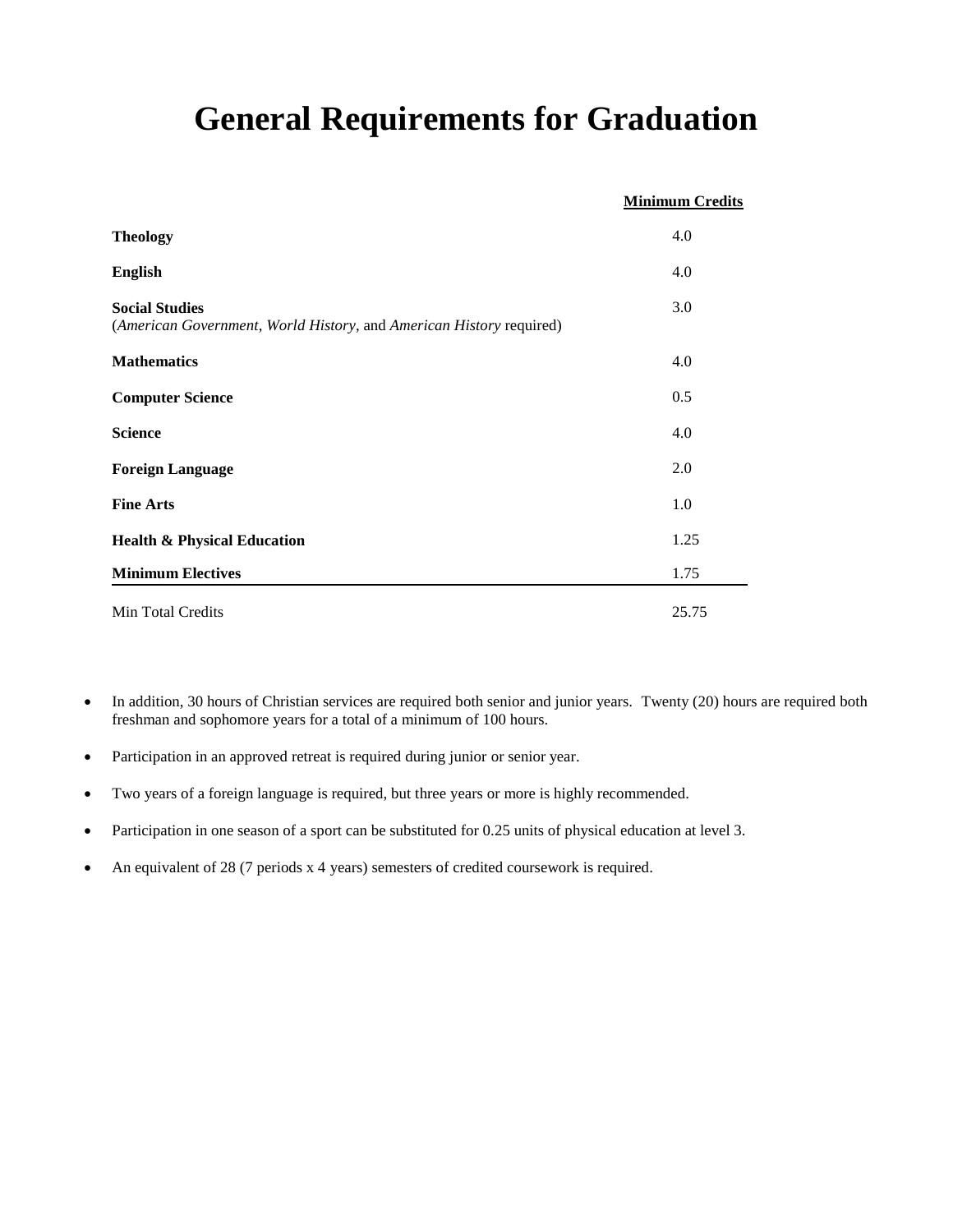# General Requirements for Graduation

| | Minimum Credits |
|---|---|
| **Theology** | 4.0 |
| **English** | 4.0 |
| **Social Studies** (*American Government*, *World History*, and *American History* required) | 3.0 |
| **Mathematics** | 4.0 |
| **Computer Science** | 0.5 |
| **Science** | 4.0 |
| **Foreign Language** | 2.0 |
| **Fine Arts** | 1.0 |
| **Health & Physical Education** | 1.25 |
| **Minimum Electives** | 1.75 |
| Min Total Credits | 25.75 |

- In addition, 30 hours of Christian services are required both senior and junior years. Twenty (20) hours are required both freshman and sophomore years for a total of a minimum of 100 hours.
- Participation in an approved retreat is required during junior or senior year.
- Two years of a foreign language is required, but three years or more is highly recommended.
- Participation in one season of a sport can be substituted for 0.25 units of physical education at level 3.
- An equivalent of 28 (7 periods x 4 years) semesters of credited coursework is required.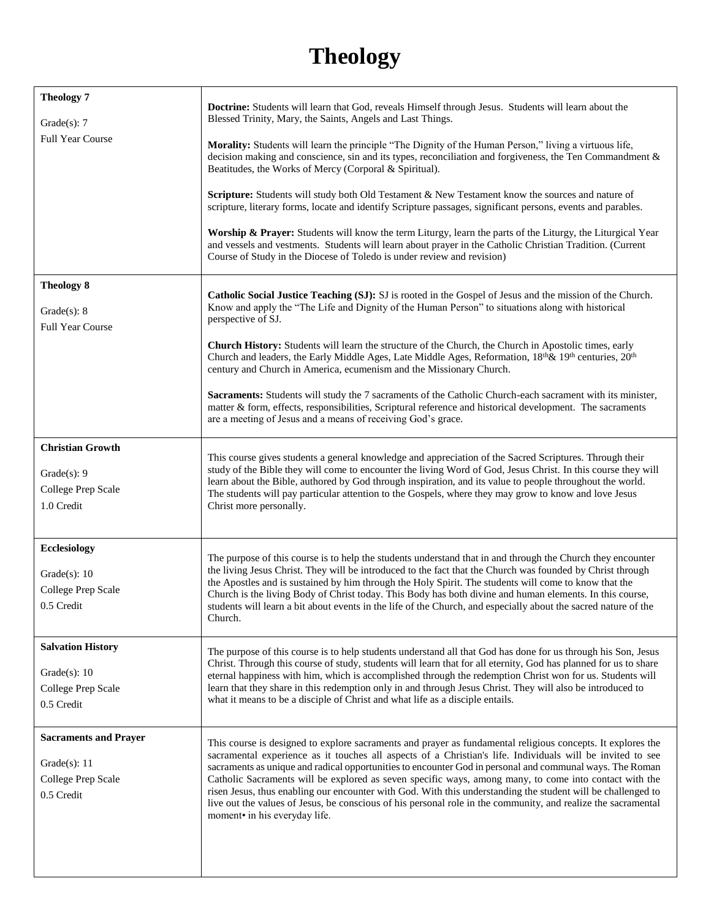# Theology

| Course | Description |
| --- | --- |
| **Theology 7**<br><br>Grade(s): 7<br>Full Year Course | **Doctrine:** Students will learn that God, reveals Himself through Jesus. Students will learn about the Blessed Trinity, Mary, the Saints, Angels and Last Things.<br><br>**Morality:** Students will learn the principle "The Dignity of the Human Person," living a virtuous life, decision making and conscience, sin and its types, reconciliation and forgiveness, the Ten Commandment & Beatitudes, the Works of Mercy (Corporal & Spiritual).<br><br>**Scripture:** Students will study both Old Testament & New Testament know the sources and nature of scripture, literary forms, locate and identify Scripture passages, significant persons, events and parables.<br><br>**Worship & Prayer:** Students will know the term Liturgy, learn the parts of the Liturgy, the Liturgical Year and vessels and vestments. Students will learn about prayer in the Catholic Christian Tradition. (Current Course of Study in the Diocese of Toledo is under review and revision) |
| **Theology 8**<br><br>Grade(s): 8<br>Full Year Course | **Catholic Social Justice Teaching (SJ):** SJ is rooted in the Gospel of Jesus and the mission of the Church. Know and apply the "The Life and Dignity of the Human Person" to situations along with historical perspective of SJ.<br><br>**Church History:** Students will learn the structure of the Church, the Church in Apostolic times, early Church and leaders, the Early Middle Ages, Late Middle Ages, Reformation, 18th& 19th centuries, 20th century and Church in America, ecumenism and the Missionary Church.<br><br>**Sacraments:** Students will study the 7 sacraments of the Catholic Church-each sacrament with its minister, matter & form, effects, responsibilities, Scriptural reference and historical development. The sacraments are a meeting of Jesus and a means of receiving God's grace. |
| **Christian Growth**<br><br>Grade(s): 9<br>College Prep Scale<br>1.0 Credit | This course gives students a general knowledge and appreciation of the Sacred Scriptures. Through their study of the Bible they will come to encounter the living Word of God, Jesus Christ. In this course they will learn about the Bible, authored by God through inspiration, and its value to people throughout the world. The students will pay particular attention to the Gospels, where they may grow to know and love Jesus Christ more personally. |
| **Ecclesiology**<br><br>Grade(s): 10<br>College Prep Scale<br>0.5 Credit | The purpose of this course is to help the students understand that in and through the Church they encounter the living Jesus Christ. They will be introduced to the fact that the Church was founded by Christ through the Apostles and is sustained by him through the Holy Spirit. The students will come to know that the Church is the living Body of Christ today. This Body has both divine and human elements. In this course, students will learn a bit about events in the life of the Church, and especially about the sacred nature of the Church. |
| **Salvation History**<br><br>Grade(s): 10<br>College Prep Scale<br>0.5 Credit | The purpose of this course is to help students understand all that God has done for us through his Son, Jesus Christ. Through this course of study, students will learn that for all eternity, God has planned for us to share eternal happiness with him, which is accomplished through the redemption Christ won for us. Students will learn that they share in this redemption only in and through Jesus Christ. They will also be introduced to what it means to be a disciple of Christ and what life as a disciple entails. |
| **Sacraments and Prayer**<br><br>Grade(s): 11<br>College Prep Scale<br>0.5 Credit | This course is designed to explore sacraments and prayer as fundamental religious concepts. It explores the sacramental experience as it touches all aspects of a Christian's life. Individuals will be invited to see sacraments as unique and radical opportunities to encounter God in personal and communal ways. The Roman Catholic Sacraments will be explored as seven specific ways, among many, to come into contact with the risen Jesus, thus enabling our encounter with God. With this understanding the student will be challenged to live out the values of Jesus, be conscious of his personal role in the community, and realize the sacramental moment• in his everyday life. |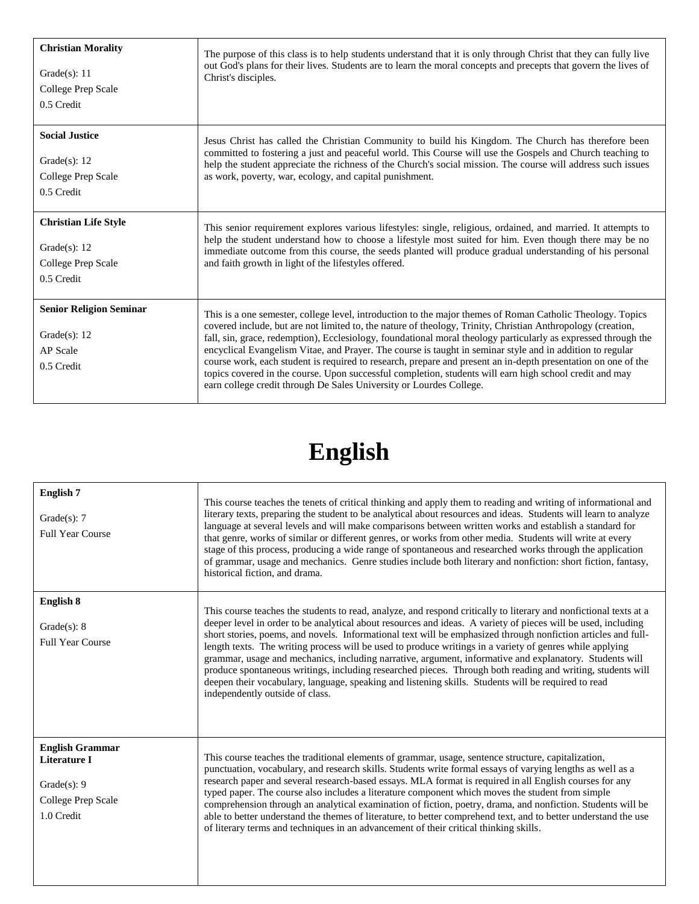| Course | Description |
| --- | --- |
| **Christian Morality**<br><br>Grade(s): 11<br>College Prep Scale<br>0.5 Credit | The purpose of this class is to help students understand that it is only through Christ that they can fully live out God's plans for their lives. Students are to learn the moral concepts and precepts that govern the lives of Christ's disciples. |
| **Social Justice**<br><br>Grade(s): 12<br>College Prep Scale<br>0.5 Credit | Jesus Christ has called the Christian Community to build his Kingdom. The Church has therefore been committed to fostering a just and peaceful world. This Course will use the Gospels and Church teaching to help the student appreciate the richness of the Church's social mission. The course will address such issues as work, poverty, war, ecology, and capital punishment. |
| **Christian Life Style**<br><br>Grade(s): 12<br>College Prep Scale<br>0.5 Credit | This senior requirement explores various lifestyles: single, religious, ordained, and married. It attempts to help the student understand how to choose a lifestyle most suited for him. Even though there may be no immediate outcome from this course, the seeds planted will produce gradual understanding of his personal and faith growth in light of the lifestyles offered. |
| **Senior Religion Seminar**<br><br>Grade(s): 12<br>AP Scale<br>0.5 Credit | This is a one semester, college level, introduction to the major themes of Roman Catholic Theology. Topics covered include, but are not limited to, the nature of theology, Trinity, Christian Anthropology (creation, fall, sin, grace, redemption), Ecclesiology, foundational moral theology particularly as expressed through the encyclical Evangelism Vitae, and Prayer. The course is taught in seminar style and in addition to regular course work, each student is required to research, prepare and present an in-depth presentation on one of the topics covered in the course. Upon successful completion, students will earn high school credit and may earn college credit through De Sales University or Lourdes College. |

# English

| Course | Description |
| --- | --- |
| **English 7**<br><br>Grade(s): 7<br>Full Year Course | This course teaches the tenets of critical thinking and apply them to reading and writing of informational and literary texts, preparing the student to be analytical about resources and ideas. Students will learn to analyze language at several levels and will make comparisons between written works and establish a standard for that genre, works of similar or different genres, or works from other media. Students will write at every stage of this process, producing a wide range of spontaneous and researched works through the application of grammar, usage and mechanics. Genre studies include both literary and nonfiction: short fiction, fantasy, historical fiction, and drama. |
| **English 8**<br><br>Grade(s): 8<br>Full Year Course | This course teaches the students to read, analyze, and respond critically to literary and nonfictional texts at a deeper level in order to be analytical about resources and ideas. A variety of pieces will be used, including short stories, poems, and novels. Informational text will be emphasized through nonfiction articles and full-length texts. The writing process will be used to produce writings in a variety of genres while applying grammar, usage and mechanics, including narrative, argument, informative and explanatory. Students will produce spontaneous writings, including researched pieces. Through both reading and writing, students will deepen their vocabulary, language, speaking and listening skills. Students will be required to read independently outside of class. |
| **English Grammar Literature I**<br><br>Grade(s): 9<br>College Prep Scale<br>1.0 Credit | This course teaches the traditional elements of grammar, usage, sentence structure, capitalization, punctuation, vocabulary, and research skills. Students write formal essays of varying lengths as well as a research paper and several research-based essays. MLA format is required in all English courses for any typed paper. The course also includes a literature component which moves the student from simple comprehension through an analytical examination of fiction, poetry, drama, and nonfiction. Students will be able to better understand the themes of literature, to better comprehend text, and to better understand the use of literary terms and techniques in an advancement of their critical thinking skills. |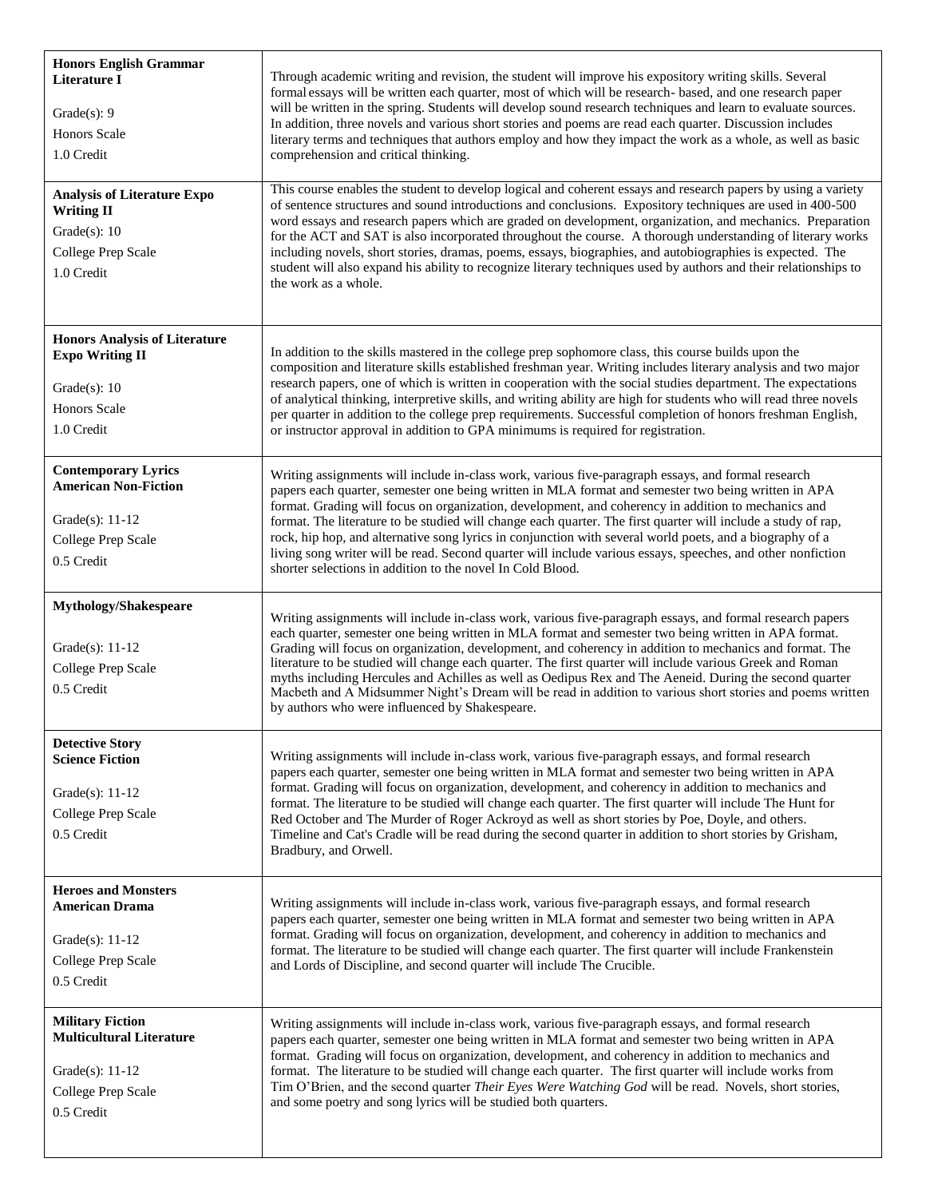| Course | Description |
|---|---|
| **Honors English Grammar Literature I**<br><br>Grade(s): 9<br>Honors Scale<br>1.0 Credit | Through academic writing and revision, the student will improve his expository writing skills. Several formal essays will be written each quarter, most of which will be research- based, and one research paper will be written in the spring. Students will develop sound research techniques and learn to evaluate sources. In addition, three novels and various short stories and poems are read each quarter. Discussion includes literary terms and techniques that authors employ and how they impact the work as a whole, as well as basic comprehension and critical thinking. |
| **Analysis of Literature Expo Writing II**<br>Grade(s): 10<br>College Prep Scale<br>1.0 Credit | This course enables the student to develop logical and coherent essays and research papers by using a variety of sentence structures and sound introductions and conclusions. Expository techniques are used in 400-500 word essays and research papers which are graded on development, organization, and mechanics. Preparation for the ACT and SAT is also incorporated throughout the course. A thorough understanding of literary works including novels, short stories, dramas, poems, essays, biographies, and autobiographies is expected. The student will also expand his ability to recognize literary techniques used by authors and their relationships to the work as a whole. |
| **Honors Analysis of Literature Expo Writing II**<br><br>Grade(s): 10<br>Honors Scale<br>1.0 Credit | In addition to the skills mastered in the college prep sophomore class, this course builds upon the composition and literature skills established freshman year. Writing includes literary analysis and two major research papers, one of which is written in cooperation with the social studies department. The expectations of analytical thinking, interpretive skills, and writing ability are high for students who will read three novels per quarter in addition to the college prep requirements. Successful completion of honors freshman English, or instructor approval in addition to GPA minimums is required for registration. |
| **Contemporary Lyrics American Non-Fiction**<br><br>Grade(s): 11-12<br>College Prep Scale<br>0.5 Credit | Writing assignments will include in-class work, various five-paragraph essays, and formal research papers each quarter, semester one being written in MLA format and semester two being written in APA format. Grading will focus on organization, development, and coherency in addition to mechanics and format. The literature to be studied will change each quarter. The first quarter will include a study of rap, rock, hip hop, and alternative song lyrics in conjunction with several world poets, and a biography of a living song writer will be read. Second quarter will include various essays, speeches, and other nonfiction shorter selections in addition to the novel In Cold Blood. |
| **Mythology/Shakespeare**<br><br>Grade(s): 11-12<br>College Prep Scale<br>0.5 Credit | Writing assignments will include in-class work, various five-paragraph essays, and formal research papers each quarter, semester one being written in MLA format and semester two being written in APA format. Grading will focus on organization, development, and coherency in addition to mechanics and format. The literature to be studied will change each quarter. The first quarter will include various Greek and Roman myths including Hercules and Achilles as well as Oedipus Rex and The Aeneid. During the second quarter Macbeth and A Midsummer Night's Dream will be read in addition to various short stories and poems written by authors who were influenced by Shakespeare. |
| **Detective Story Science Fiction**<br><br>Grade(s): 11-12<br>College Prep Scale<br>0.5 Credit | Writing assignments will include in-class work, various five-paragraph essays, and formal research papers each quarter, semester one being written in MLA format and semester two being written in APA format. Grading will focus on organization, development, and coherency in addition to mechanics and format. The literature to be studied will change each quarter. The first quarter will include The Hunt for Red October and The Murder of Roger Ackroyd as well as short stories by Poe, Doyle, and others. Timeline and Cat's Cradle will be read during the second quarter in addition to short stories by Grisham, Bradbury, and Orwell. |
| **Heroes and Monsters American Drama**<br><br>Grade(s): 11-12<br>College Prep Scale<br>0.5 Credit | Writing assignments will include in-class work, various five-paragraph essays, and formal research papers each quarter, semester one being written in MLA format and semester two being written in APA format. Grading will focus on organization, development, and coherency in addition to mechanics and format. The literature to be studied will change each quarter. The first quarter will include Frankenstein and Lords of Discipline, and second quarter will include The Crucible. |
| **Military Fiction Multicultural Literature**<br><br>Grade(s): 11-12<br>College Prep Scale<br>0.5 Credit | Writing assignments will include in-class work, various five-paragraph essays, and formal research papers each quarter, semester one being written in MLA format and semester two being written in APA format. Grading will focus on organization, development, and coherency in addition to mechanics and format. The literature to be studied will change each quarter. The first quarter will include works from Tim O'Brien, and the second quarter *Their Eyes Were Watching God* will be read. Novels, short stories, and some poetry and song lyrics will be studied both quarters. |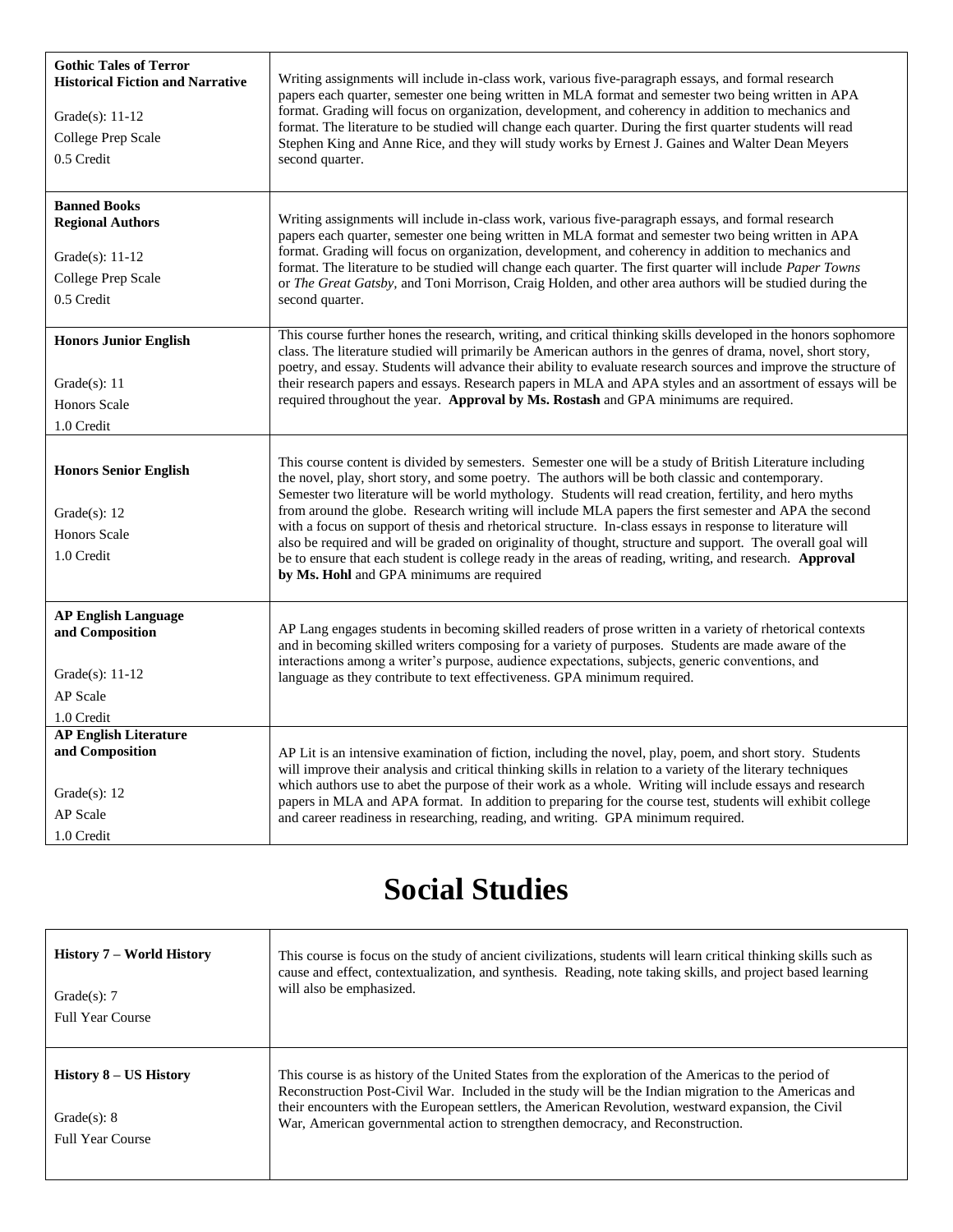| Course | Description |
|---|---|
| **Gothic Tales of Terror** **Historical Fiction and Narrative** Grade(s): 11-12 College Prep Scale 0.5 Credit | Writing assignments will include in-class work, various five-paragraph essays, and formal research papers each quarter, semester one being written in MLA format and semester two being written in APA format. Grading will focus on organization, development, and coherency in addition to mechanics and format. The literature to be studied will change each quarter. During the first quarter students will read Stephen King and Anne Rice, and they will study works by Ernest J. Gaines and Walter Dean Meyers second quarter. |
| **Banned Books** **Regional Authors** Grade(s): 11-12 College Prep Scale 0.5 Credit | Writing assignments will include in-class work, various five-paragraph essays, and formal research papers each quarter, semester one being written in MLA format and semester two being written in APA format. Grading will focus on organization, development, and coherency in addition to mechanics and format. The literature to be studied will change each quarter. The first quarter will include *Paper Towns* or *The Great Gatsby,* and Toni Morrison, Craig Holden, and other area authors will be studied during the second quarter. |
| **Honors Junior English** Grade(s): 11 Honors Scale 1.0 Credit | This course further hones the research, writing, and critical thinking skills developed in the honors sophomore class. The literature studied will primarily be American authors in the genres of drama, novel, short story, poetry, and essay. Students will advance their ability to evaluate research sources and improve the structure of their research papers and essays. Research papers in MLA and APA styles and an assortment of essays will be required throughout the year. **Approval by Ms. Rostash** and GPA minimums are required. |
| **Honors Senior English** Grade(s): 12 Honors Scale 1.0 Credit | This course content is divided by semesters. Semester one will be a study of British Literature including the novel, play, short story, and some poetry. The authors will be both classic and contemporary. Semester two literature will be world mythology. Students will read creation, fertility, and hero myths from around the globe. Research writing will include MLA papers the first semester and APA the second with a focus on support of thesis and rhetorical structure. In-class essays in response to literature will also be required and will be graded on originality of thought, structure and support. The overall goal will be to ensure that each student is college ready in the areas of reading, writing, and research. **Approval by Ms. Hohl** and GPA minimums are required |
| **AP English Language and Composition** Grade(s): 11-12 AP Scale 1.0 Credit | AP Lang engages students in becoming skilled readers of prose written in a variety of rhetorical contexts and in becoming skilled writers composing for a variety of purposes. Students are made aware of the interactions among a writer's purpose, audience expectations, subjects, generic conventions, and language as they contribute to text effectiveness. GPA minimum required. |
| **AP English Literature and Composition** Grade(s): 12 AP Scale 1.0 Credit | AP Lit is an intensive examination of fiction, including the novel, play, poem, and short story. Students will improve their analysis and critical thinking skills in relation to a variety of the literary techniques which authors use to abet the purpose of their work as a whole. Writing will include essays and research papers in MLA and APA format. In addition to preparing for the course test, students will exhibit college and career readiness in researching, reading, and writing. GPA minimum required. |

# Social Studies

| Course | Description |
|---|---|
| **History 7 – World History** Grade(s): 7 Full Year Course | This course is focus on the study of ancient civilizations, students will learn critical thinking skills such as cause and effect, contextualization, and synthesis. Reading, note taking skills, and project based learning will also be emphasized. |
| **History 8 – US History** Grade(s): 8 Full Year Course | This course is as history of the United States from the exploration of the Americas to the period of Reconstruction Post-Civil War. Included in the study will be the Indian migration to the Americas and their encounters with the European settlers, the American Revolution, westward expansion, the Civil War, American governmental action to strengthen democracy, and Reconstruction. |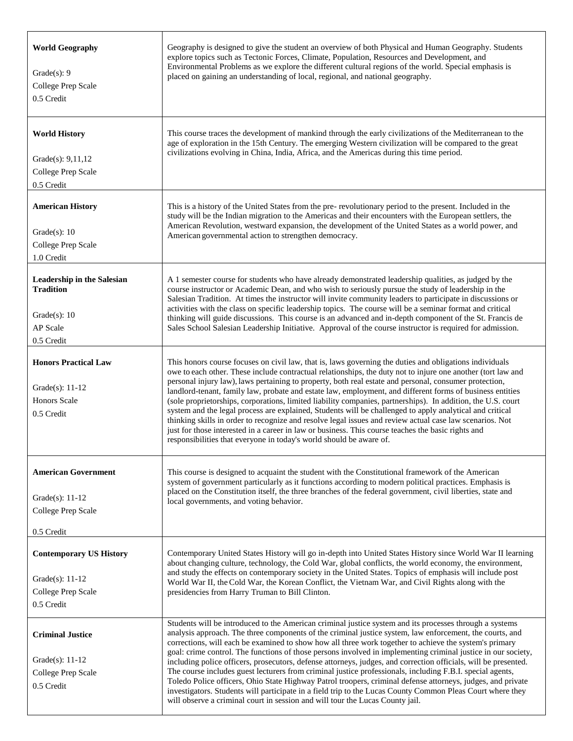| Course | Description |
| --- | --- |
| **World Geography**<br><br>Grade(s): 9<br>College Prep Scale<br>0.5 Credit | Geography is designed to give the student an overview of both Physical and Human Geography. Students explore topics such as Tectonic Forces, Climate, Population, Resources and Development, and Environmental Problems as we explore the different cultural regions of the world. Special emphasis is placed on gaining an understanding of local, regional, and national geography. |
| **World History**<br><br>Grade(s): 9,11,12<br>College Prep Scale<br>0.5 Credit | This course traces the development of mankind through the early civilizations of the Mediterranean to the age of exploration in the 15th Century. The emerging Western civilization will be compared to the great civilizations evolving in China, India, Africa, and the Americas during this time period. |
| **American History**<br><br>Grade(s): 10<br>College Prep Scale<br>1.0 Credit | This is a history of the United States from the pre- revolutionary period to the present. Included in the study will be the Indian migration to the Americas and their encounters with the European settlers, the American Revolution, westward expansion, the development of the United States as a world power, and American governmental action to strengthen democracy. |
| **Leadership in the Salesian Tradition**<br><br>Grade(s): 10<br>AP Scale<br>0.5 Credit | A 1 semester course for students who have already demonstrated leadership qualities, as judged by the course instructor or Academic Dean, and who wish to seriously pursue the study of leadership in the Salesian Tradition. At times the instructor will invite community leaders to participate in discussions or activities with the class on specific leadership topics. The course will be a seminar format and critical thinking will guide discussions. This course is an advanced and in-depth component of the St. Francis de Sales School Salesian Leadership Initiative. Approval of the course instructor is required for admission. |
| **Honors Practical Law**<br><br>Grade(s): 11-12<br>Honors Scale<br>0.5 Credit | This honors course focuses on civil law, that is, laws governing the duties and obligations individuals owe to each other. These include contractual relationships, the duty not to injure one another (tort law and personal injury law), laws pertaining to property, both real estate and personal, consumer protection, landlord-tenant, family law, probate and estate law, employment, and different forms of business entities (sole proprietorships, corporations, limited liability companies, partnerships). In addition, the U.S. court system and the legal process are explained, Students will be challenged to apply analytical and critical thinking skills in order to recognize and resolve legal issues and review actual case law scenarios. Not just for those interested in a career in law or business. This course teaches the basic rights and responsibilities that everyone in today's world should be aware of. |
| **American Government**<br><br>Grade(s): 11-12<br>College Prep Scale<br><br>0.5 Credit | This course is designed to acquaint the student with the Constitutional framework of the American system of government particularly as it functions according to modern political practices. Emphasis is placed on the Constitution itself, the three branches of the federal government, civil liberties, state and local governments, and voting behavior. |
| **Contemporary US History**<br><br>Grade(s): 11-12<br>College Prep Scale<br>0.5 Credit | Contemporary United States History will go in-depth into United States History since World War II learning about changing culture, technology, the Cold War, global conflicts, the world economy, the environment, and study the effects on contemporary society in the United States. Topics of emphasis will include post World War II, the Cold War, the Korean Conflict, the Vietnam War, and Civil Rights along with the presidencies from Harry Truman to Bill Clinton. |
| **Criminal Justice**<br><br>Grade(s): 11-12<br>College Prep Scale<br>0.5 Credit | Students will be introduced to the American criminal justice system and its processes through a systems analysis approach. The three components of the criminal justice system, law enforcement, the courts, and corrections, will each be examined to show how all three work together to achieve the system's primary goal: crime control. The functions of those persons involved in implementing criminal justice in our society, including police officers, prosecutors, defense attorneys, judges, and correction officials, will be presented. The course includes guest lecturers from criminal justice professionals, including F.B.I. special agents, Toledo Police officers, Ohio State Highway Patrol troopers, criminal defense attorneys, judges, and private investigators. Students will participate in a field trip to the Lucas County Common Pleas Court where they will observe a criminal court in session and will tour the Lucas County jail. |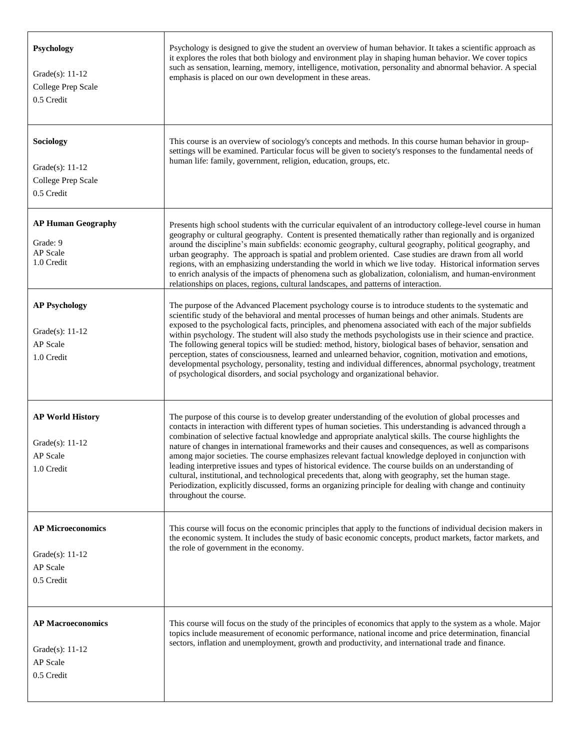| Course | Description |
| --- | --- |
| **Psychology**<br><br>Grade(s): 11-12<br>College Prep Scale<br>0.5 Credit | Psychology is designed to give the student an overview of human behavior. It takes a scientific approach as it explores the roles that both biology and environment play in shaping human behavior. We cover topics such as sensation, learning, memory, intelligence, motivation, personality and abnormal behavior. A special emphasis is placed on our own development in these areas. |
| **Sociology**<br><br>Grade(s): 11-12<br>College Prep Scale<br>0.5 Credit | This course is an overview of sociology's concepts and methods. In this course human behavior in group-settings will be examined. Particular focus will be given to society's responses to the fundamental needs of human life: family, government, religion, education, groups, etc. |
| **AP Human Geography**<br><br>Grade: 9<br>AP Scale<br>1.0 Credit | Presents high school students with the curricular equivalent of an introductory college-level course in human geography or cultural geography. Content is presented thematically rather than regionally and is organized around the discipline's main subfields: economic geography, cultural geography, political geography, and urban geography. The approach is spatial and problem oriented. Case studies are drawn from all world regions, with an emphasizing understanding the world in which we live today. Historical information serves to enrich analysis of the impacts of phenomena such as globalization, colonialism, and human-environment relationships on places, regions, cultural landscapes, and patterns of interaction. |
| **AP Psychology**<br><br>Grade(s): 11-12<br>AP Scale<br>1.0 Credit | The purpose of the Advanced Placement psychology course is to introduce students to the systematic and scientific study of the behavioral and mental processes of human beings and other animals. Students are exposed to the psychological facts, principles, and phenomena associated with each of the major subfields within psychology. The student will also study the methods psychologists use in their science and practice. The following general topics will be studied: method, history, biological bases of behavior, sensation and perception, states of consciousness, learned and unlearned behavior, cognition, motivation and emotions, developmental psychology, personality, testing and individual differences, abnormal psychology, treatment of psychological disorders, and social psychology and organizational behavior. |
| **AP World History**<br><br>Grade(s): 11-12<br>AP Scale<br>1.0 Credit | The purpose of this course is to develop greater understanding of the evolution of global processes and contacts in interaction with different types of human societies. This understanding is advanced through a combination of selective factual knowledge and appropriate analytical skills. The course highlights the nature of changes in international frameworks and their causes and consequences, as well as comparisons among major societies. The course emphasizes relevant factual knowledge deployed in conjunction with leading interpretive issues and types of historical evidence. The course builds on an understanding of cultural, institutional, and technological precedents that, along with geography, set the human stage. Periodization, explicitly discussed, forms an organizing principle for dealing with change and continuity throughout the course. |
| **AP Microeconomics**<br><br>Grade(s): 11-12<br>AP Scale<br>0.5 Credit | This course will focus on the economic principles that apply to the functions of individual decision makers in the economic system. It includes the study of basic economic concepts, product markets, factor markets, and the role of government in the economy. |
| **AP Macroeconomics**<br><br>Grade(s): 11-12<br>AP Scale<br>0.5 Credit | This course will focus on the study of the principles of economics that apply to the system as a whole. Major topics include measurement of economic performance, national income and price determination, financial sectors, inflation and unemployment, growth and productivity, and international trade and finance. |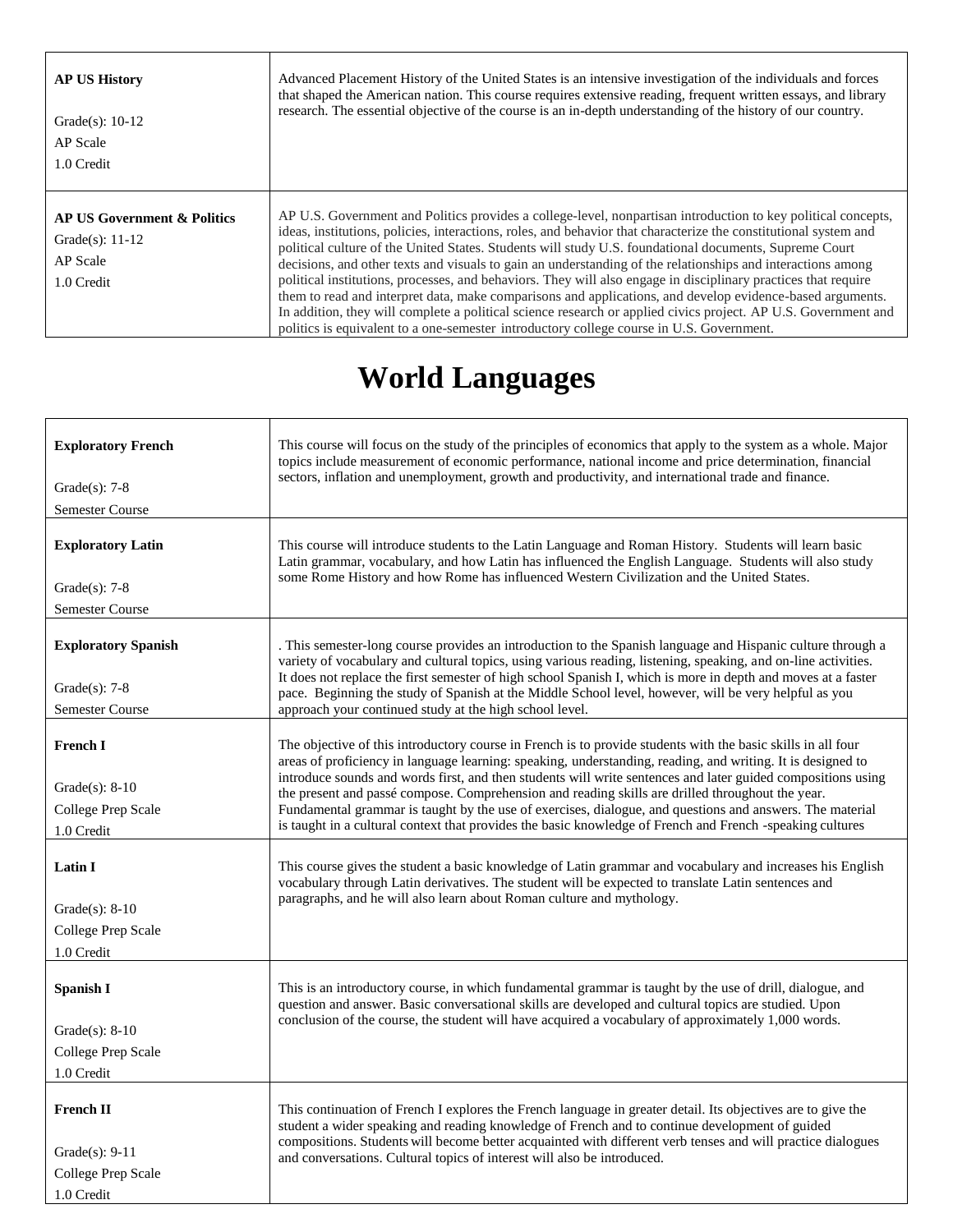| | |
|---|---|
| **AP US History**<br><br>Grade(s): 10-12<br>AP Scale<br>1.0 Credit | Advanced Placement History of the United States is an intensive investigation of the individuals and forces that shaped the American nation. This course requires extensive reading, frequent written essays, and library research. The essential objective of the course is an in-depth understanding of the history of our country. |
| **AP US Government & Politics**<br>Grade(s): 11-12<br>AP Scale<br>1.0 Credit | AP U.S. Government and Politics provides a college-level, nonpartisan introduction to key political concepts, ideas, institutions, policies, interactions, roles, and behavior that characterize the constitutional system and political culture of the United States. Students will study U.S. foundational documents, Supreme Court decisions, and other texts and visuals to gain an understanding of the relationships and interactions among political institutions, processes, and behaviors. They will also engage in disciplinary practices that require them to read and interpret data, make comparisons and applications, and develop evidence-based arguments. In addition, they will complete a political science research or applied civics project. AP U.S. Government and politics is equivalent to a one-semester introductory college course in U.S. Government. |

# World Languages

| | |
|---|---|
| **Exploratory French**<br><br>Grade(s): 7-8<br>Semester Course | This course will focus on the study of the principles of economics that apply to the system as a whole. Major topics include measurement of economic performance, national income and price determination, financial sectors, inflation and unemployment, growth and productivity, and international trade and finance. |
| **Exploratory Latin**<br><br>Grade(s): 7-8<br>Semester Course | This course will introduce students to the Latin Language and Roman History. Students will learn basic Latin grammar, vocabulary, and how Latin has influenced the English Language. Students will also study some Rome History and how Rome has influenced Western Civilization and the United States. |
| **Exploratory Spanish**<br><br>Grade(s): 7-8<br>Semester Course | . This semester-long course provides an introduction to the Spanish language and Hispanic culture through a variety of vocabulary and cultural topics, using various reading, listening, speaking, and on-line activities. It does not replace the first semester of high school Spanish I, which is more in depth and moves at a faster pace. Beginning the study of Spanish at the Middle School level, however, will be very helpful as you approach your continued study at the high school level. |
| **French I**<br><br>Grade(s): 8-10<br>College Prep Scale<br>1.0 Credit | The objective of this introductory course in French is to provide students with the basic skills in all four areas of proficiency in language learning: speaking, understanding, reading, and writing. It is designed to introduce sounds and words first, and then students will write sentences and later guided compositions using the present and passé compose. Comprehension and reading skills are drilled throughout the year. Fundamental grammar is taught by the use of exercises, dialogue, and questions and answers. The material is taught in a cultural context that provides the basic knowledge of French and French -speaking cultures |
| **Latin I**<br><br>Grade(s): 8-10<br>College Prep Scale<br>1.0 Credit | This course gives the student a basic knowledge of Latin grammar and vocabulary and increases his English vocabulary through Latin derivatives. The student will be expected to translate Latin sentences and paragraphs, and he will also learn about Roman culture and mythology. |
| **Spanish I**<br><br>Grade(s): 8-10<br>College Prep Scale<br>1.0 Credit | This is an introductory course, in which fundamental grammar is taught by the use of drill, dialogue, and question and answer. Basic conversational skills are developed and cultural topics are studied. Upon conclusion of the course, the student will have acquired a vocabulary of approximately 1,000 words. |
| **French II**<br><br>Grade(s): 9-11<br>College Prep Scale<br>1.0 Credit | This continuation of French I explores the French language in greater detail. Its objectives are to give the student a wider speaking and reading knowledge of French and to continue development of guided compositions. Students will become better acquainted with different verb tenses and will practice dialogues and conversations. Cultural topics of interest will also be introduced. |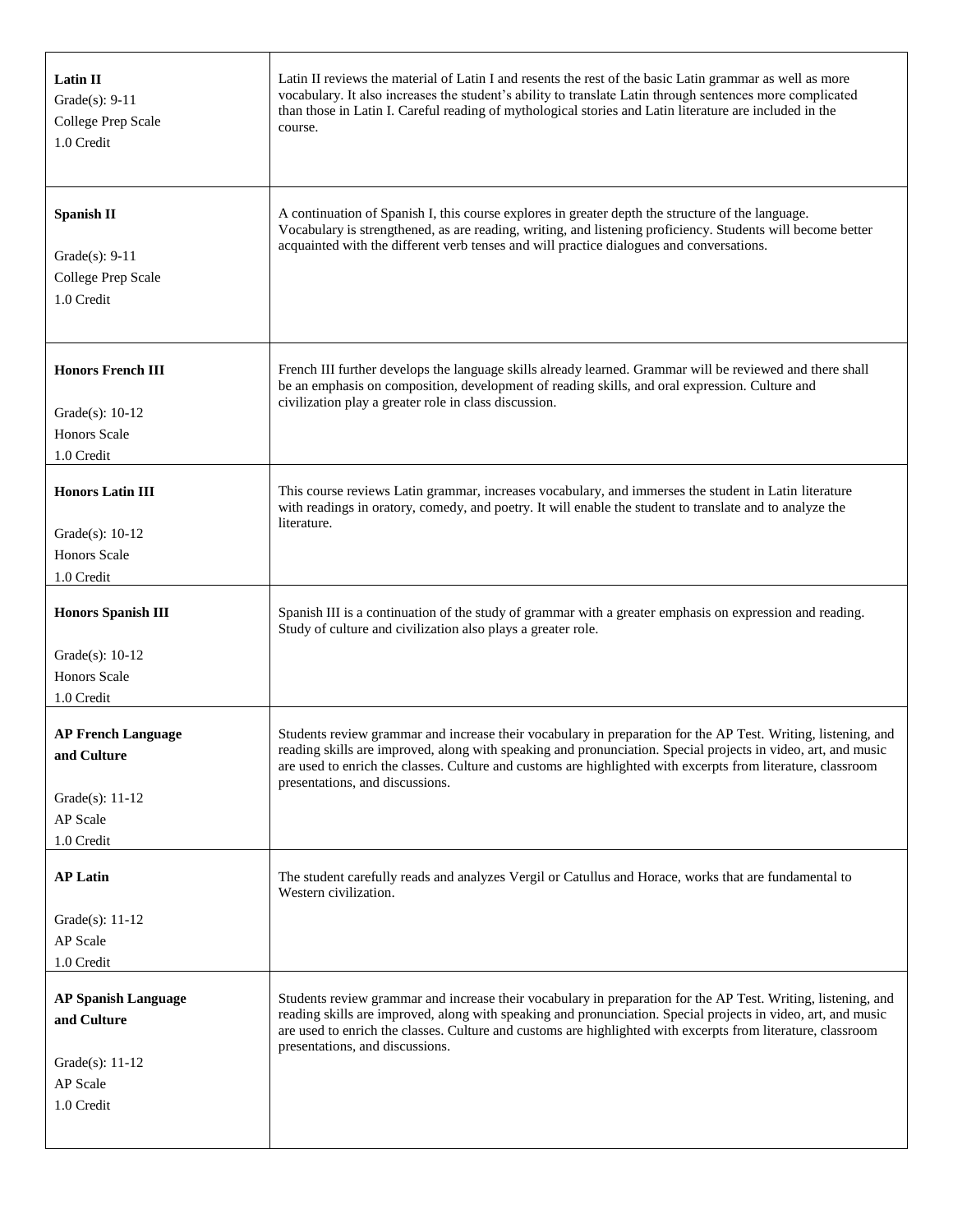| | |
|---|---|
| **Latin II**<br>Grade(s): 9-11<br>College Prep Scale<br>1.0 Credit | Latin II reviews the material of Latin I and resents the rest of the basic Latin grammar as well as more vocabulary. It also increases the student's ability to translate Latin through sentences more complicated than those in Latin I. Careful reading of mythological stories and Latin literature are included in the course. |
| **Spanish II**<br>Grade(s): 9-11<br>College Prep Scale<br>1.0 Credit | A continuation of Spanish I, this course explores in greater depth the structure of the language. Vocabulary is strengthened, as are reading, writing, and listening proficiency. Students will become better acquainted with the different verb tenses and will practice dialogues and conversations. |
| **Honors French III**<br>Grade(s): 10-12<br>Honors Scale<br>1.0 Credit | French III further develops the language skills already learned. Grammar will be reviewed and there shall be an emphasis on composition, development of reading skills, and oral expression. Culture and civilization play a greater role in class discussion. |
| **Honors Latin III**<br>Grade(s): 10-12<br>Honors Scale<br>1.0 Credit | This course reviews Latin grammar, increases vocabulary, and immerses the student in Latin literature with readings in oratory, comedy, and poetry. It will enable the student to translate and to analyze the literature. |
| **Honors Spanish III**<br>Grade(s): 10-12<br>Honors Scale<br>1.0 Credit | Spanish III is a continuation of the study of grammar with a greater emphasis on expression and reading. Study of culture and civilization also plays a greater role. |
| **AP French Language and Culture**<br>Grade(s): 11-12<br>AP Scale<br>1.0 Credit | Students review grammar and increase their vocabulary in preparation for the AP Test. Writing, listening, and reading skills are improved, along with speaking and pronunciation. Special projects in video, art, and music are used to enrich the classes. Culture and customs are highlighted with excerpts from literature, classroom presentations, and discussions. |
| **AP Latin**<br>Grade(s): 11-12<br>AP Scale<br>1.0 Credit | The student carefully reads and analyzes Vergil or Catullus and Horace, works that are fundamental to Western civilization. |
| **AP Spanish Language and Culture**<br>Grade(s): 11-12<br>AP Scale<br>1.0 Credit | Students review grammar and increase their vocabulary in preparation for the AP Test. Writing, listening, and reading skills are improved, along with speaking and pronunciation. Special projects in video, art, and music are used to enrich the classes. Culture and customs are highlighted with excerpts from literature, classroom presentations, and discussions. |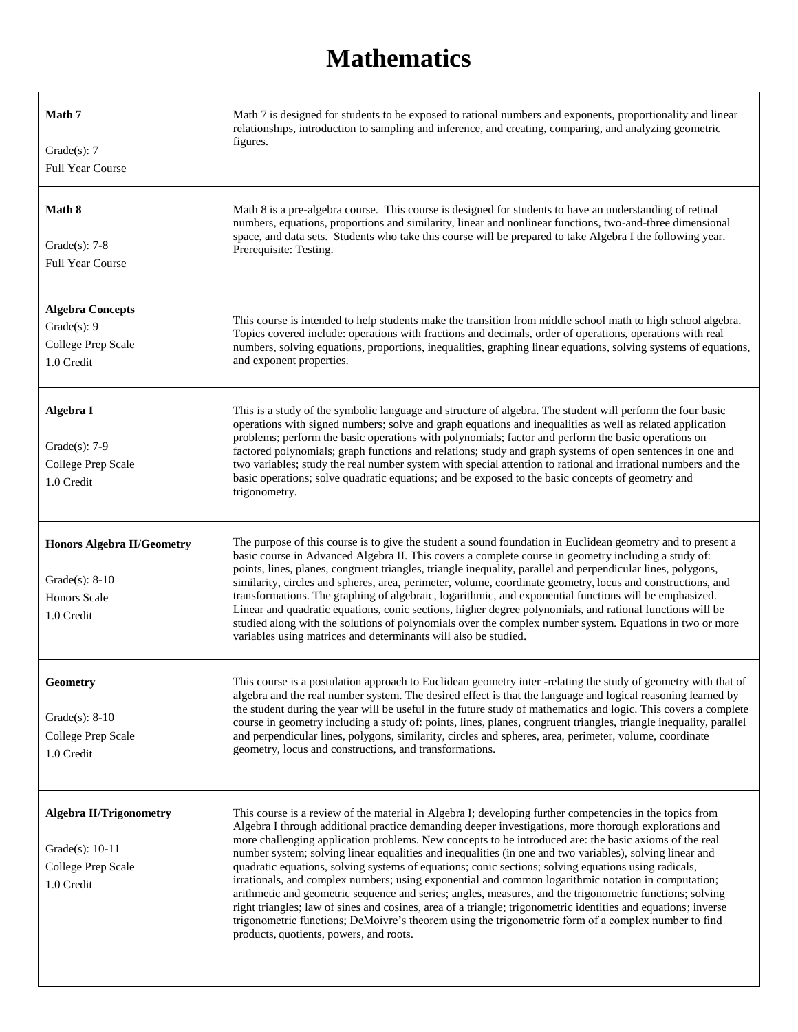# Mathematics

| Course | Description |
|---|---|
| **Math 7**<br><br>Grade(s): 7<br>Full Year Course | Math 7 is designed for students to be exposed to rational numbers and exponents, proportionality and linear relationships, introduction to sampling and inference, and creating, comparing, and analyzing geometric figures. |
| **Math 8**<br><br>Grade(s): 7-8<br>Full Year Course | Math 8 is a pre-algebra course. This course is designed for students to have an understanding of retinal numbers, equations, proportions and similarity, linear and nonlinear functions, two-and-three dimensional space, and data sets. Students who take this course will be prepared to take Algebra I the following year. Prerequisite: Testing. |
| **Algebra Concepts**<br>Grade(s): 9<br>College Prep Scale<br>1.0 Credit | This course is intended to help students make the transition from middle school math to high school algebra. Topics covered include: operations with fractions and decimals, order of operations, operations with real numbers, solving equations, proportions, inequalities, graphing linear equations, solving systems of equations, and exponent properties. |
| **Algebra I**<br><br>Grade(s): 7-9<br>College Prep Scale<br>1.0 Credit | This is a study of the symbolic language and structure of algebra. The student will perform the four basic operations with signed numbers; solve and graph equations and inequalities as well as related application problems; perform the basic operations with polynomials; factor and perform the basic operations on factored polynomials; graph functions and relations; study and graph systems of open sentences in one and two variables; study the real number system with special attention to rational and irrational numbers and the basic operations; solve quadratic equations; and be exposed to the basic concepts of geometry and trigonometry. |
| **Honors Algebra II/Geometry**<br><br>Grade(s): 8-10<br>Honors Scale<br>1.0 Credit | The purpose of this course is to give the student a sound foundation in Euclidean geometry and to present a basic course in Advanced Algebra II. This covers a complete course in geometry including a study of: points, lines, planes, congruent triangles, triangle inequality, parallel and perpendicular lines, polygons, similarity, circles and spheres, area, perimeter, volume, coordinate geometry, locus and constructions, and transformations. The graphing of algebraic, logarithmic, and exponential functions will be emphasized. Linear and quadratic equations, conic sections, higher degree polynomials, and rational functions will be studied along with the solutions of polynomials over the complex number system. Equations in two or more variables using matrices and determinants will also be studied. |
| **Geometry**<br><br>Grade(s): 8-10<br>College Prep Scale<br>1.0 Credit | This course is a postulation approach to Euclidean geometry inter -relating the study of geometry with that of algebra and the real number system. The desired effect is that the language and logical reasoning learned by the student during the year will be useful in the future study of mathematics and logic. This covers a complete course in geometry including a study of: points, lines, planes, congruent triangles, triangle inequality, parallel and perpendicular lines, polygons, similarity, circles and spheres, area, perimeter, volume, coordinate geometry, locus and constructions, and transformations. |
| **Algebra II/Trigonometry**<br><br>Grade(s): 10-11<br>College Prep Scale<br>1.0 Credit | This course is a review of the material in Algebra I; developing further competencies in the topics from Algebra I through additional practice demanding deeper investigations, more thorough explorations and more challenging application problems. New concepts to be introduced are: the basic axioms of the real number system; solving linear equalities and inequalities (in one and two variables), solving linear and quadratic equations, solving systems of equations; conic sections; solving equations using radicals, irrationals, and complex numbers; using exponential and common logarithmic notation in computation; arithmetic and geometric sequence and series; angles, measures, and the trigonometric functions; solving right triangles; law of sines and cosines, area of a triangle; trigonometric identities and equations; inverse trigonometric functions; DeMoivre's theorem using the trigonometric form of a complex number to find products, quotients, powers, and roots. |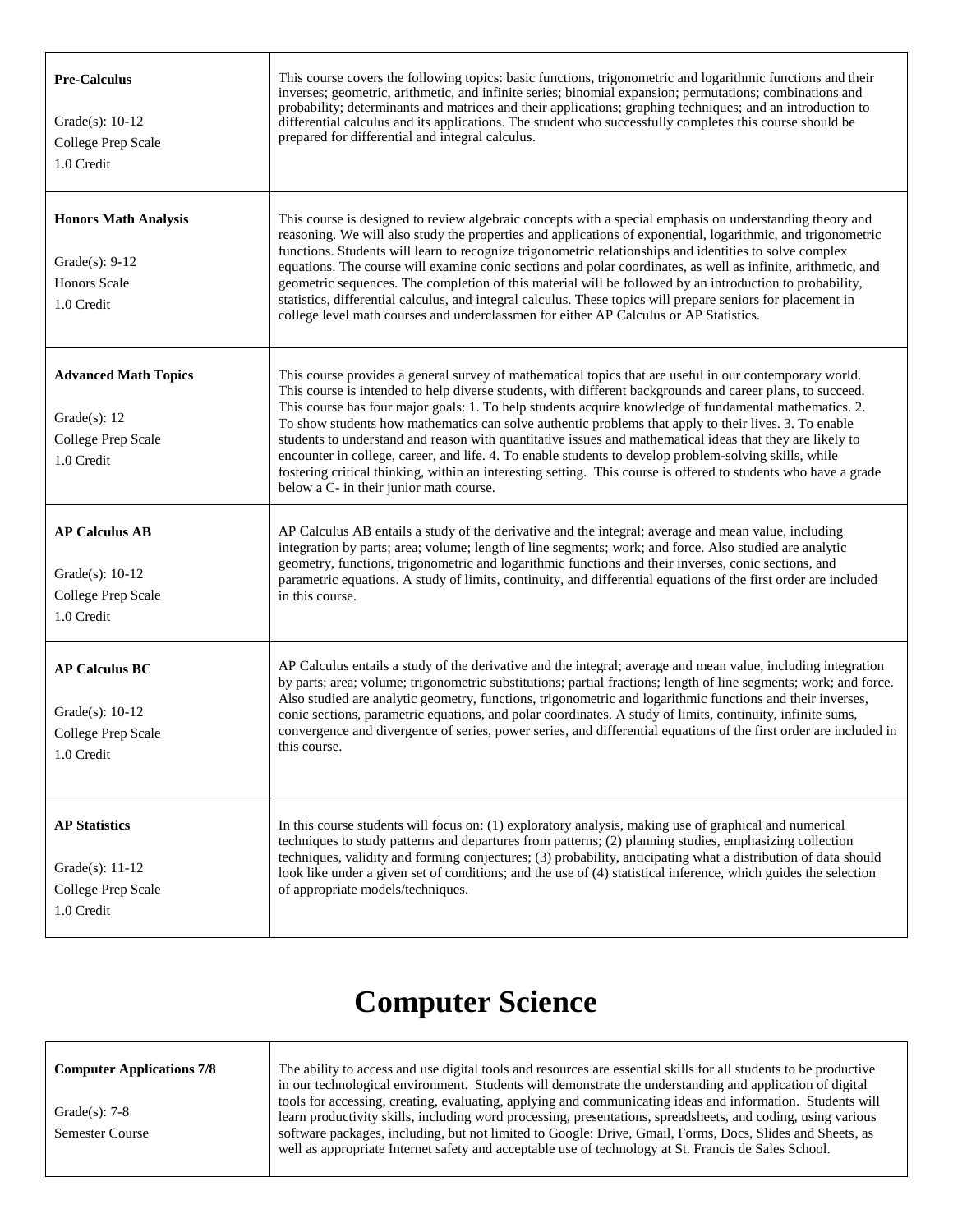| **Pre-Calculus**<br><br>Grade(s): 10-12<br>College Prep Scale<br>1.0 Credit | This course covers the following topics: basic functions, trigonometric and logarithmic functions and their inverses; geometric, arithmetic, and infinite series; binomial expansion; permutations; combinations and probability; determinants and matrices and their applications; graphing techniques; and an introduction to differential calculus and its applications. The student who successfully completes this course should be prepared for differential and integral calculus. |
|---|---|
| **Honors Math Analysis**<br><br>Grade(s): 9-12<br>Honors Scale<br>1.0 Credit | This course is designed to review algebraic concepts with a special emphasis on understanding theory and reasoning. We will also study the properties and applications of exponential, logarithmic, and trigonometric functions. Students will learn to recognize trigonometric relationships and identities to solve complex equations. The course will examine conic sections and polar coordinates, as well as infinite, arithmetic, and geometric sequences. The completion of this material will be followed by an introduction to probability, statistics, differential calculus, and integral calculus. These topics will prepare seniors for placement in college level math courses and underclassmen for either AP Calculus or AP Statistics. |
| **Advanced Math Topics**<br><br>Grade(s): 12<br>College Prep Scale<br>1.0 Credit | This course provides a general survey of mathematical topics that are useful in our contemporary world. This course is intended to help diverse students, with different backgrounds and career plans, to succeed. This course has four major goals: 1. To help students acquire knowledge of fundamental mathematics. 2. To show students how mathematics can solve authentic problems that apply to their lives. 3. To enable students to understand and reason with quantitative issues and mathematical ideas that they are likely to encounter in college, career, and life. 4. To enable students to develop problem-solving skills, while fostering critical thinking, within an interesting setting. This course is offered to students who have a grade below a C- in their junior math course. |
| **AP Calculus AB**<br><br>Grade(s): 10-12<br>College Prep Scale<br>1.0 Credit | AP Calculus AB entails a study of the derivative and the integral; average and mean value, including integration by parts; area; volume; length of line segments; work; and force. Also studied are analytic geometry, functions, trigonometric and logarithmic functions and their inverses, conic sections, and parametric equations. A study of limits, continuity, and differential equations of the first order are included in this course. |
| **AP Calculus BC**<br><br>Grade(s): 10-12<br>College Prep Scale<br>1.0 Credit | AP Calculus entails a study of the derivative and the integral; average and mean value, including integration by parts; area; volume; trigonometric substitutions; partial fractions; length of line segments; work; and force. Also studied are analytic geometry, functions, trigonometric and logarithmic functions and their inverses, conic sections, parametric equations, and polar coordinates. A study of limits, continuity, infinite sums, convergence and divergence of series, power series, and differential equations of the first order are included in this course. |
| **AP Statistics**<br><br>Grade(s): 11-12<br>College Prep Scale<br>1.0 Credit | In this course students will focus on: (1) exploratory analysis, making use of graphical and numerical techniques to study patterns and departures from patterns; (2) planning studies, emphasizing collection techniques, validity and forming conjectures; (3) probability, anticipating what a distribution of data should look like under a given set of conditions; and the use of (4) statistical inference, which guides the selection of appropriate models/techniques. |

# Computer Science

| **Computer Applications 7/8**<br><br>Grade(s): 7-8<br>Semester Course | The ability to access and use digital tools and resources are essential skills for all students to be productive in our technological environment. Students will demonstrate the understanding and application of digital tools for accessing, creating, evaluating, applying and communicating ideas and information. Students will learn productivity skills, including word processing, presentations, spreadsheets, and coding, using various software packages, including, but not limited to Google: Drive, Gmail, Forms, Docs, Slides and Sheets, as well as appropriate Internet safety and acceptable use of technology at St. Francis de Sales School. |
|---|---|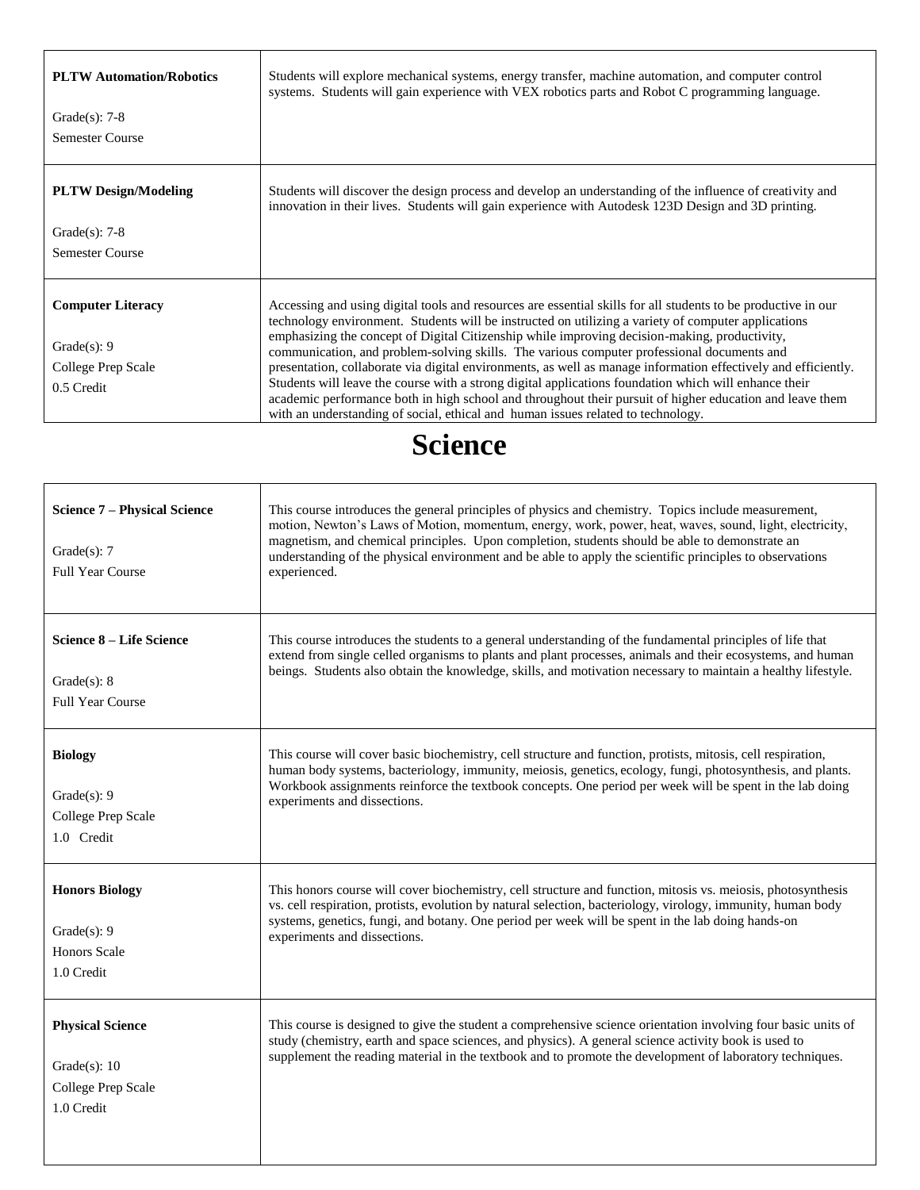| Course | Description |
| --- | --- |
| **PLTW Automation/Robotics**<br><br>Grade(s): 7-8<br>Semester Course | Students will explore mechanical systems, energy transfer, machine automation, and computer control systems. Students will gain experience with VEX robotics parts and Robot C programming language. |
| **PLTW Design/Modeling**<br><br>Grade(s): 7-8<br>Semester Course | Students will discover the design process and develop an understanding of the influence of creativity and innovation in their lives. Students will gain experience with Autodesk 123D Design and 3D printing. |
| **Computer Literacy**<br><br>Grade(s): 9<br>College Prep Scale<br>0.5 Credit | Accessing and using digital tools and resources are essential skills for all students to be productive in our technology environment. Students will be instructed on utilizing a variety of computer applications emphasizing the concept of Digital Citizenship while improving decision-making, productivity, communication, and problem-solving skills. The various computer professional documents and presentation, collaborate via digital environments, as well as manage information effectively and efficiently. Students will leave the course with a strong digital applications foundation which will enhance their academic performance both in high school and throughout their pursuit of higher education and leave them with an understanding of social, ethical and human issues related to technology. |

# Science

| Course | Description |
| --- | --- |
| **Science 7 – Physical Science**<br><br>Grade(s): 7<br>Full Year Course | This course introduces the general principles of physics and chemistry. Topics include measurement, motion, Newton's Laws of Motion, momentum, energy, work, power, heat, waves, sound, light, electricity, magnetism, and chemical principles. Upon completion, students should be able to demonstrate an understanding of the physical environment and be able to apply the scientific principles to observations experienced. |
| **Science 8 – Life Science**<br><br>Grade(s): 8<br>Full Year Course | This course introduces the students to a general understanding of the fundamental principles of life that extend from single celled organisms to plants and plant processes, animals and their ecosystems, and human beings. Students also obtain the knowledge, skills, and motivation necessary to maintain a healthy lifestyle. |
| **Biology**<br><br>Grade(s): 9<br>College Prep Scale<br>1.0 Credit | This course will cover basic biochemistry, cell structure and function, protists, mitosis, cell respiration, human body systems, bacteriology, immunity, meiosis, genetics, ecology, fungi, photosynthesis, and plants. Workbook assignments reinforce the textbook concepts. One period per week will be spent in the lab doing experiments and dissections. |
| **Honors Biology**<br><br>Grade(s): 9<br>Honors Scale<br>1.0 Credit | This honors course will cover biochemistry, cell structure and function, mitosis vs. meiosis, photosynthesis vs. cell respiration, protists, evolution by natural selection, bacteriology, virology, immunity, human body systems, genetics, fungi, and botany. One period per week will be spent in the lab doing hands-on experiments and dissections. |
| **Physical Science**<br><br>Grade(s): 10<br>College Prep Scale<br>1.0 Credit | This course is designed to give the student a comprehensive science orientation involving four basic units of study (chemistry, earth and space sciences, and physics). A general science activity book is used to supplement the reading material in the textbook and to promote the development of laboratory techniques. |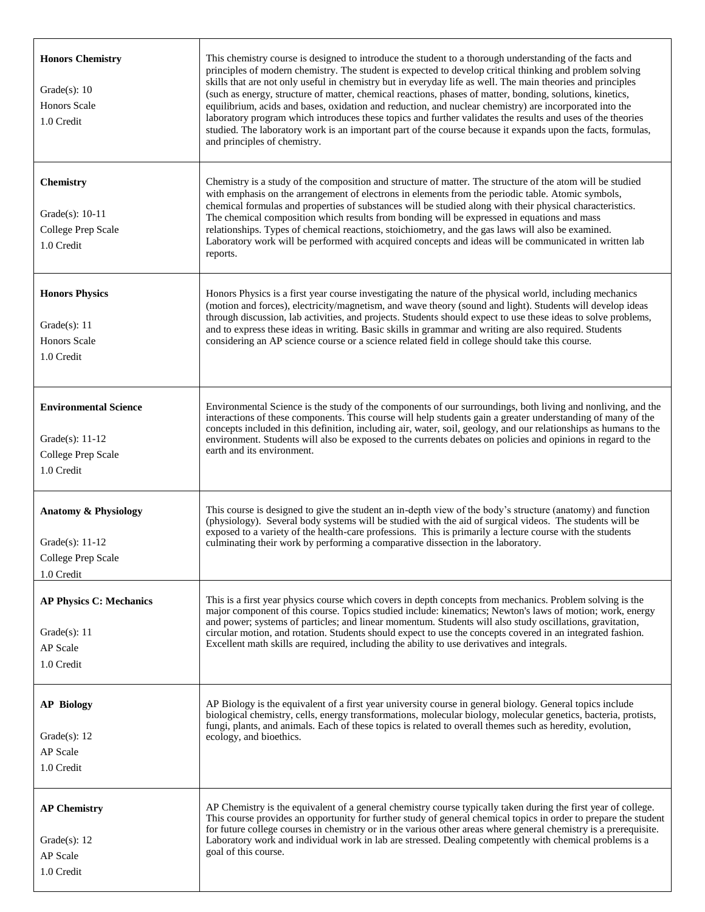| Course | Description |
| --- | --- |
| **Honors Chemistry**<br><br>Grade(s): 10<br>Honors Scale<br>1.0 Credit | This chemistry course is designed to introduce the student to a thorough understanding of the facts and principles of modern chemistry. The student is expected to develop critical thinking and problem solving skills that are not only useful in chemistry but in everyday life as well. The main theories and principles (such as energy, structure of matter, chemical reactions, phases of matter, bonding, solutions, kinetics, equilibrium, acids and bases, oxidation and reduction, and nuclear chemistry) are incorporated into the laboratory program which introduces these topics and further validates the results and uses of the theories studied. The laboratory work is an important part of the course because it expands upon the facts, formulas, and principles of chemistry. |
| **Chemistry**<br><br>Grade(s): 10-11<br>College Prep Scale<br>1.0 Credit | Chemistry is a study of the composition and structure of matter. The structure of the atom will be studied with emphasis on the arrangement of electrons in elements from the periodic table. Atomic symbols, chemical formulas and properties of substances will be studied along with their physical characteristics. The chemical composition which results from bonding will be expressed in equations and mass relationships. Types of chemical reactions, stoichiometry, and the gas laws will also be examined. Laboratory work will be performed with acquired concepts and ideas will be communicated in written lab reports. |
| **Honors Physics**<br><br>Grade(s): 11<br>Honors Scale<br>1.0 Credit | Honors Physics is a first year course investigating the nature of the physical world, including mechanics (motion and forces), electricity/magnetism, and wave theory (sound and light). Students will develop ideas through discussion, lab activities, and projects. Students should expect to use these ideas to solve problems, and to express these ideas in writing. Basic skills in grammar and writing are also required. Students considering an AP science course or a science related field in college should take this course. |
| **Environmental Science**<br><br>Grade(s): 11-12<br>College Prep Scale<br>1.0 Credit | Environmental Science is the study of the components of our surroundings, both living and nonliving, and the interactions of these components. This course will help students gain a greater understanding of many of the concepts included in this definition, including air, water, soil, geology, and our relationships as humans to the environment. Students will also be exposed to the currents debates on policies and opinions in regard to the earth and its environment. |
| **Anatomy & Physiology**<br><br>Grade(s): 11-12<br>College Prep Scale<br>1.0 Credit | This course is designed to give the student an in-depth view of the body's structure (anatomy) and function (physiology). Several body systems will be studied with the aid of surgical videos. The students will be exposed to a variety of the health-care professions. This is primarily a lecture course with the students culminating their work by performing a comparative dissection in the laboratory. |
| **AP Physics C: Mechanics**<br><br>Grade(s): 11<br>AP Scale<br>1.0 Credit | This is a first year physics course which covers in depth concepts from mechanics. Problem solving is the major component of this course. Topics studied include: kinematics; Newton's laws of motion; work, energy and power; systems of particles; and linear momentum. Students will also study oscillations, gravitation, circular motion, and rotation. Students should expect to use the concepts covered in an integrated fashion. Excellent math skills are required, including the ability to use derivatives and integrals. |
| **AP Biology**<br><br>Grade(s): 12<br>AP Scale<br>1.0 Credit | AP Biology is the equivalent of a first year university course in general biology. General topics include biological chemistry, cells, energy transformations, molecular biology, molecular genetics, bacteria, protists, fungi, plants, and animals. Each of these topics is related to overall themes such as heredity, evolution, ecology, and bioethics. |
| **AP Chemistry**<br><br>Grade(s): 12<br>AP Scale<br>1.0 Credit | AP Chemistry is the equivalent of a general chemistry course typically taken during the first year of college. This course provides an opportunity for further study of general chemical topics in order to prepare the student for future college courses in chemistry or in the various other areas where general chemistry is a prerequisite. Laboratory work and individual work in lab are stressed. Dealing competently with chemical problems is a goal of this course. |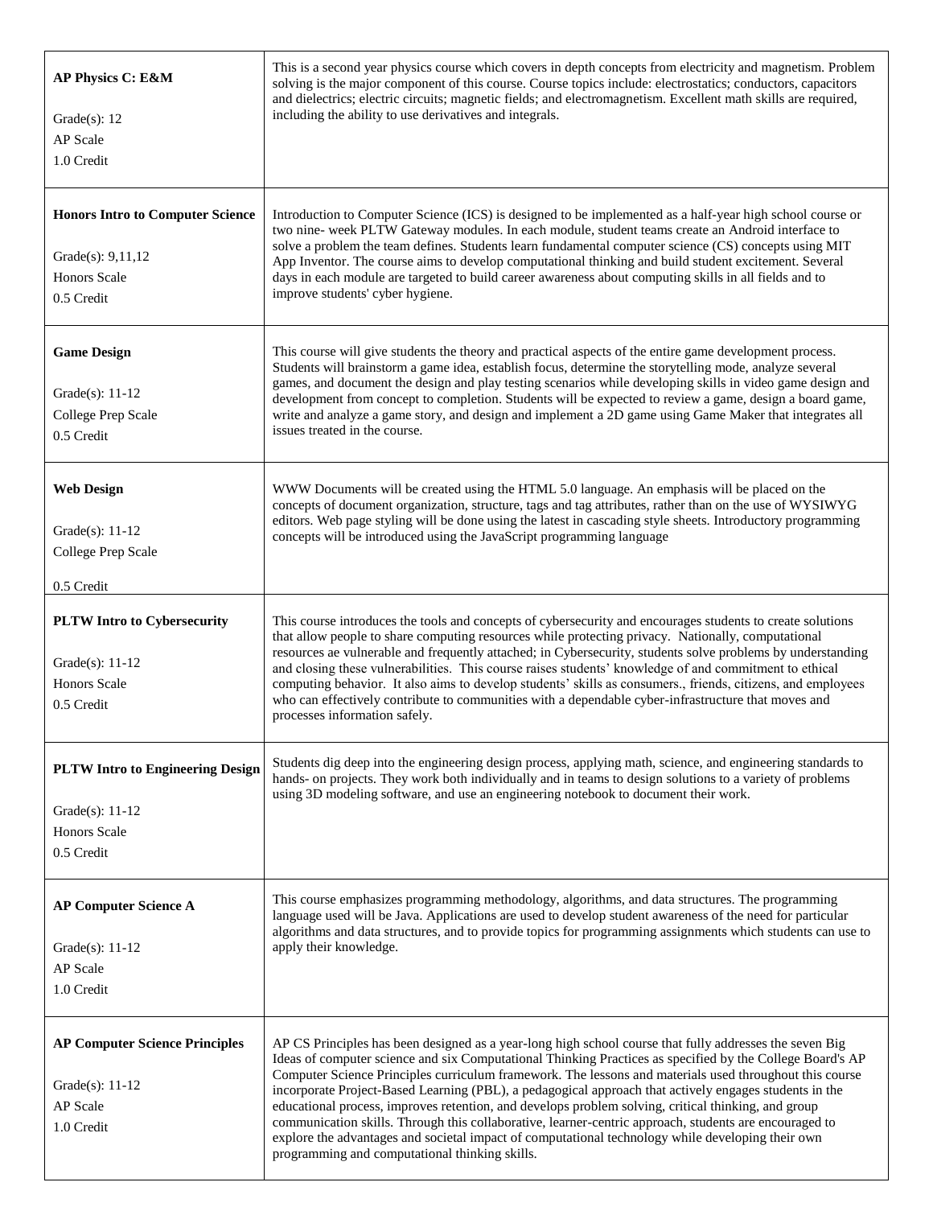| Course | Description |
| --- | --- |
| **AP Physics C: E&M**<br><br>Grade(s): 12<br>AP Scale<br>1.0 Credit | This is a second year physics course which covers in depth concepts from electricity and magnetism. Problem solving is the major component of this course. Course topics include: electrostatics; conductors, capacitors and dielectrics; electric circuits; magnetic fields; and electromagnetism. Excellent math skills are required, including the ability to use derivatives and integrals. |
| **Honors Intro to Computer Science**<br><br>Grade(s): 9,11,12<br>Honors Scale<br>0.5 Credit | Introduction to Computer Science (ICS) is designed to be implemented as a half-year high school course or two nine- week PLTW Gateway modules. In each module, student teams create an Android interface to solve a problem the team defines. Students learn fundamental computer science (CS) concepts using MIT App Inventor. The course aims to develop computational thinking and build student excitement. Several days in each module are targeted to build career awareness about computing skills in all fields and to improve students' cyber hygiene. |
| **Game Design**<br><br>Grade(s): 11-12<br>College Prep Scale<br>0.5 Credit | This course will give students the theory and practical aspects of the entire game development process. Students will brainstorm a game idea, establish focus, determine the storytelling mode, analyze several games, and document the design and play testing scenarios while developing skills in video game design and development from concept to completion. Students will be expected to review a game, design a board game, write and analyze a game story, and design and implement a 2D game using Game Maker that integrates all issues treated in the course. |
| **Web Design**<br><br>Grade(s): 11-12<br>College Prep Scale<br><br>0.5 Credit | WWW Documents will be created using the HTML 5.0 language. An emphasis will be placed on the concepts of document organization, structure, tags and tag attributes, rather than on the use of WYSIWYG editors. Web page styling will be done using the latest in cascading style sheets. Introductory programming concepts will be introduced using the JavaScript programming language |
| **PLTW Intro to Cybersecurity**<br><br>Grade(s): 11-12<br>Honors Scale<br>0.5 Credit | This course introduces the tools and concepts of cybersecurity and encourages students to create solutions that allow people to share computing resources while protecting privacy. Nationally, computational resources ae vulnerable and frequently attached; in Cybersecurity, students solve problems by understanding and closing these vulnerabilities. This course raises students' knowledge of and commitment to ethical computing behavior. It also aims to develop students' skills as consumers., friends, citizens, and employees who can effectively contribute to communities with a dependable cyber-infrastructure that moves and processes information safely. |
| **PLTW Intro to Engineering Design**<br><br>Grade(s): 11-12<br>Honors Scale<br>0.5 Credit | Students dig deep into the engineering design process, applying math, science, and engineering standards to hands- on projects. They work both individually and in teams to design solutions to a variety of problems using 3D modeling software, and use an engineering notebook to document their work. |
| **AP Computer Science A**<br><br>Grade(s): 11-12<br>AP Scale<br>1.0 Credit | This course emphasizes programming methodology, algorithms, and data structures. The programming language used will be Java. Applications are used to develop student awareness of the need for particular algorithms and data structures, and to provide topics for programming assignments which students can use to apply their knowledge. |
| **AP Computer Science Principles**<br><br>Grade(s): 11-12<br>AP Scale<br>1.0 Credit | AP CS Principles has been designed as a year-long high school course that fully addresses the seven Big Ideas of computer science and six Computational Thinking Practices as specified by the College Board's AP Computer Science Principles curriculum framework. The lessons and materials used throughout this course incorporate Project-Based Learning (PBL), a pedagogical approach that actively engages students in the educational process, improves retention, and develops problem solving, critical thinking, and group communication skills. Through this collaborative, learner-centric approach, students are encouraged to explore the advantages and societal impact of computational technology while developing their own programming and computational thinking skills. |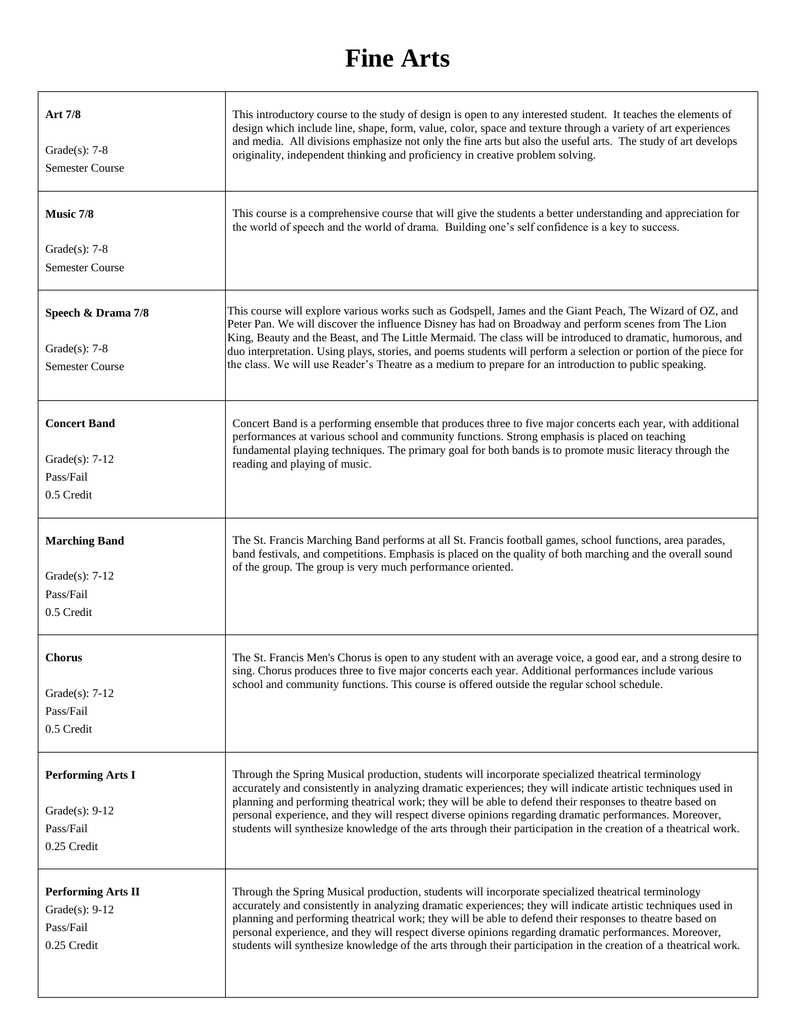# Fine Arts

| | |
|---|---|
| **Art 7/8**<br><br>Grade(s): 7-8<br>Semester Course | This introductory course to the study of design is open to any interested student. It teaches the elements of design which include line, shape, form, value, color, space and texture through a variety of art experiences and media. All divisions emphasize not only the fine arts but also the useful arts. The study of art develops originality, independent thinking and proficiency in creative problem solving. |
| **Music 7/8**<br><br>Grade(s): 7-8<br>Semester Course | This course is a comprehensive course that will give the students a better understanding and appreciation for the world of speech and the world of drama. Building one's self confidence is a key to success. |
| **Speech & Drama 7/8**<br><br>Grade(s): 7-8<br>Semester Course | This course will explore various works such as Godspell, James and the Giant Peach, The Wizard of OZ, and Peter Pan. We will discover the influence Disney has had on Broadway and perform scenes from The Lion King, Beauty and the Beast, and The Little Mermaid. The class will be introduced to dramatic, humorous, and duo interpretation. Using plays, stories, and poems students will perform a selection or portion of the piece for the class. We will use Reader's Theatre as a medium to prepare for an introduction to public speaking. |
| **Concert Band**<br><br>Grade(s): 7-12<br>Pass/Fail<br>0.5 Credit | Concert Band is a performing ensemble that produces three to five major concerts each year, with additional performances at various school and community functions. Strong emphasis is placed on teaching fundamental playing techniques. The primary goal for both bands is to promote music literacy through the reading and playing of music. |
| **Marching Band**<br><br>Grade(s): 7-12<br>Pass/Fail<br>0.5 Credit | The St. Francis Marching Band performs at all St. Francis football games, school functions, area parades, band festivals, and competitions. Emphasis is placed on the quality of both marching and the overall sound of the group. The group is very much performance oriented. |
| **Chorus**<br><br>Grade(s): 7-12<br>Pass/Fail<br>0.5 Credit | The St. Francis Men's Chorus is open to any student with an average voice, a good ear, and a strong desire to sing. Chorus produces three to five major concerts each year. Additional performances include various school and community functions. This course is offered outside the regular school schedule. |
| **Performing Arts I**<br><br>Grade(s): 9-12<br>Pass/Fail<br>0.25 Credit | Through the Spring Musical production, students will incorporate specialized theatrical terminology accurately and consistently in analyzing dramatic experiences; they will indicate artistic techniques used in planning and performing theatrical work; they will be able to defend their responses to theatre based on personal experience, and they will respect diverse opinions regarding dramatic performances. Moreover, students will synthesize knowledge of the arts through their participation in the creation of a theatrical work. |
| **Performing Arts II**<br>Grade(s): 9-12<br>Pass/Fail<br>0.25 Credit | Through the Spring Musical production, students will incorporate specialized theatrical terminology accurately and consistently in analyzing dramatic experiences; they will indicate artistic techniques used in planning and performing theatrical work; they will be able to defend their responses to theatre based on personal experience, and they will respect diverse opinions regarding dramatic performances. Moreover, students will synthesize knowledge of the arts through their participation in the creation of a theatrical work. |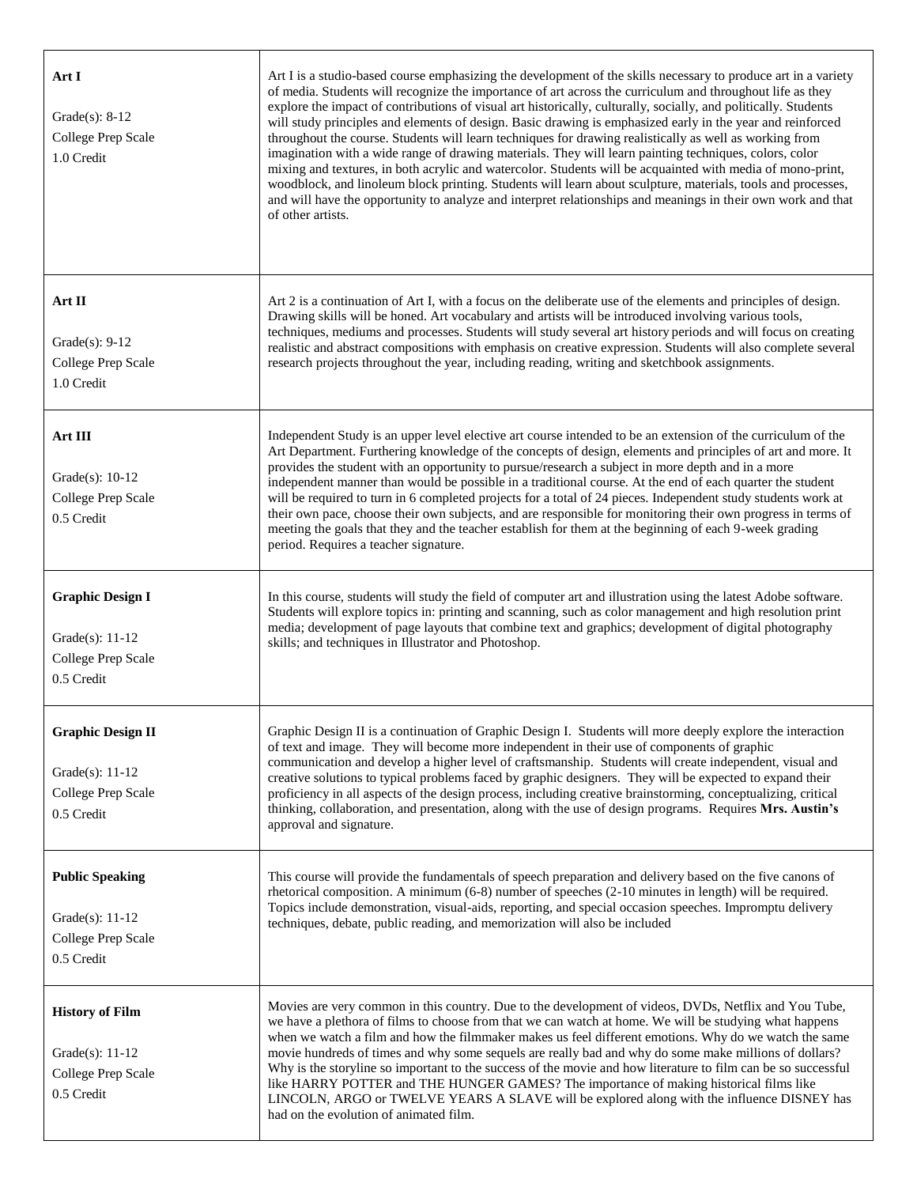| Course | Description |
|---|---|
| **Art I**<br><br>Grade(s): 8-12<br>College Prep Scale<br>1.0 Credit | Art I is a studio-based course emphasizing the development of the skills necessary to produce art in a variety of media. Students will recognize the importance of art across the curriculum and throughout life as they explore the impact of contributions of visual art historically, culturally, socially, and politically. Students will study principles and elements of design. Basic drawing is emphasized early in the year and reinforced throughout the course. Students will learn techniques for drawing realistically as well as working from imagination with a wide range of drawing materials. They will learn painting techniques, colors, color mixing and textures, in both acrylic and watercolor. Students will be acquainted with media of mono-print, woodblock, and linoleum block printing. Students will learn about sculpture, materials, tools and processes, and will have the opportunity to analyze and interpret relationships and meanings in their own work and that of other artists. |
| **Art II**<br><br>Grade(s): 9-12<br>College Prep Scale<br>1.0 Credit | Art 2 is a continuation of Art I, with a focus on the deliberate use of the elements and principles of design. Drawing skills will be honed. Art vocabulary and artists will be introduced involving various tools, techniques, mediums and processes. Students will study several art history periods and will focus on creating realistic and abstract compositions with emphasis on creative expression. Students will also complete several research projects throughout the year, including reading, writing and sketchbook assignments. |
| **Art III**<br><br>Grade(s): 10-12<br>College Prep Scale<br>0.5 Credit | Independent Study is an upper level elective art course intended to be an extension of the curriculum of the Art Department. Furthering knowledge of the concepts of design, elements and principles of art and more. It provides the student with an opportunity to pursue/research a subject in more depth and in a more independent manner than would be possible in a traditional course. At the end of each quarter the student will be required to turn in 6 completed projects for a total of 24 pieces. Independent study students work at their own pace, choose their own subjects, and are responsible for monitoring their own progress in terms of meeting the goals that they and the teacher establish for them at the beginning of each 9-week grading period. Requires a teacher signature. |
| **Graphic Design I**<br><br>Grade(s): 11-12<br>College Prep Scale<br>0.5 Credit | In this course, students will study the field of computer art and illustration using the latest Adobe software. Students will explore topics in: printing and scanning, such as color management and high resolution print media; development of page layouts that combine text and graphics; development of digital photography skills; and techniques in Illustrator and Photoshop. |
| **Graphic Design II**<br><br>Grade(s): 11-12<br>College Prep Scale<br>0.5 Credit | Graphic Design II is a continuation of Graphic Design I. Students will more deeply explore the interaction of text and image. They will become more independent in their use of components of graphic communication and develop a higher level of craftsmanship. Students will create independent, visual and creative solutions to typical problems faced by graphic designers. They will be expected to expand their proficiency in all aspects of the design process, including creative brainstorming, conceptualizing, critical thinking, collaboration, and presentation, along with the use of design programs. Requires **Mrs. Austin's** approval and signature. |
| **Public Speaking**<br><br>Grade(s): 11-12<br>College Prep Scale<br>0.5 Credit | This course will provide the fundamentals of speech preparation and delivery based on the five canons of rhetorical composition. A minimum (6-8) number of speeches (2-10 minutes in length) will be required. Topics include demonstration, visual-aids, reporting, and special occasion speeches. Impromptu delivery techniques, debate, public reading, and memorization will also be included |
| **History of Film**<br><br>Grade(s): 11-12<br>College Prep Scale<br>0.5 Credit | Movies are very common in this country. Due to the development of videos, DVDs, Netflix and You Tube, we have a plethora of films to choose from that we can watch at home. We will be studying what happens when we watch a film and how the filmmaker makes us feel different emotions. Why do we watch the same movie hundreds of times and why some sequels are really bad and why do some make millions of dollars? Why is the storyline so important to the success of the movie and how literature to film can be so successful like HARRY POTTER and THE HUNGER GAMES? The importance of making historical films like LINCOLN, ARGO or TWELVE YEARS A SLAVE will be explored along with the influence DISNEY has had on the evolution of animated film. |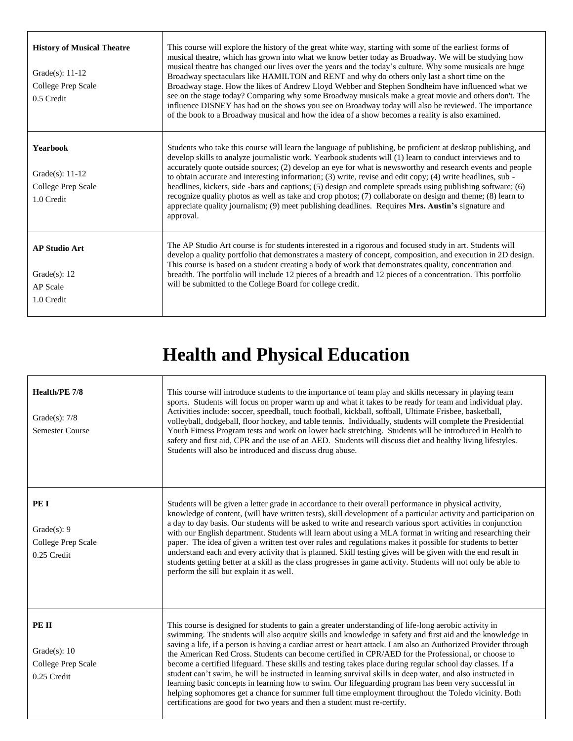| | |
|---|---|
| **History of Musical Theatre**<br><br>Grade(s): 11-12<br>College Prep Scale<br>0.5 Credit | This course will explore the history of the great white way, starting with some of the earliest forms of musical theatre, which has grown into what we know better today as Broadway. We will be studying how musical theatre has changed our lives over the years and the today's culture. Why some musicals are huge Broadway spectaculars like HAMILTON and RENT and why do others only last a short time on the Broadway stage. How the likes of Andrew Lloyd Webber and Stephen Sondheim have influenced what we see on the stage today? Comparing why some Broadway musicals make a great movie and others don't. The influence DISNEY has had on the shows you see on Broadway today will also be reviewed. The importance of the book to a Broadway musical and how the idea of a show becomes a reality is also examined. |
| **Yearbook**<br><br>Grade(s): 11-12<br>College Prep Scale<br>1.0 Credit | Students who take this course will learn the language of publishing, be proficient at desktop publishing, and develop skills to analyze journalistic work. Yearbook students will (1) learn to conduct interviews and to accurately quote outside sources; (2) develop an eye for what is newsworthy and research events and people to obtain accurate and interesting information; (3) write, revise and edit copy; (4) write headlines, sub -headlines, kickers, side -bars and captions; (5) design and complete spreads using publishing software; (6) recognize quality photos as well as take and crop photos; (7) collaborate on design and theme; (8) learn to appreciate quality journalism; (9) meet publishing deadlines. Requires **Mrs. Austin's** signature and approval. |
| **AP Studio Art**<br><br>Grade(s): 12<br>AP Scale<br>1.0 Credit | The AP Studio Art course is for students interested in a rigorous and focused study in art. Students will develop a quality portfolio that demonstrates a mastery of concept, composition, and execution in 2D design. This course is based on a student creating a body of work that demonstrates quality, concentration and breadth. The portfolio will include 12 pieces of a breadth and 12 pieces of a concentration. This portfolio will be submitted to the College Board for college credit. |

# Health and Physical Education

| | |
|---|---|
| **Health/PE 7/8**<br><br>Grade(s): 7/8<br>Semester Course | This course will introduce students to the importance of team play and skills necessary in playing team sports. Students will focus on proper warm up and what it takes to be ready for team and individual play. Activities include: soccer, speedball, touch football, kickball, softball, Ultimate Frisbee, basketball, volleyball, dodgeball, floor hockey, and table tennis. Individually, students will complete the Presidential Youth Fitness Program tests and work on lower back stretching. Students will be introduced in Health to safety and first aid, CPR and the use of an AED. Students will discuss diet and healthy living lifestyles. Students will also be introduced and discuss drug abuse. |
| **PE I**<br><br>Grade(s): 9<br>College Prep Scale<br>0.25 Credit | Students will be given a letter grade in accordance to their overall performance in physical activity, knowledge of content, (will have written tests), skill development of a particular activity and participation on a day to day basis. Our students will be asked to write and research various sport activities in conjunction with our English department. Students will learn about using a MLA format in writing and researching their paper. The idea of given a written test over rules and regulations makes it possible for students to better understand each and every activity that is planned. Skill testing gives will be given with the end result in students getting better at a skill as the class progresses in game activity. Students will not only be able to perform the sill but explain it as well. |
| **PE II**<br><br>Grade(s): 10<br>College Prep Scale<br>0.25 Credit | This course is designed for students to gain a greater understanding of life-long aerobic activity in swimming. The students will also acquire skills and knowledge in safety and first aid and the knowledge in saving a life, if a person is having a cardiac arrest or heart attack. I am also an Authorized Provider through the American Red Cross. Students can become certified in CPR/AED for the Professional, or choose to become a certified lifeguard. These skills and testing takes place during regular school day classes. If a student can't swim, he will be instructed in learning survival skills in deep water, and also instructed in learning basic concepts in learning how to swim. Our lifeguarding program has been very successful in helping sophomores get a chance for summer full time employment throughout the Toledo vicinity. Both certifications are good for two years and then a student must re-certify. |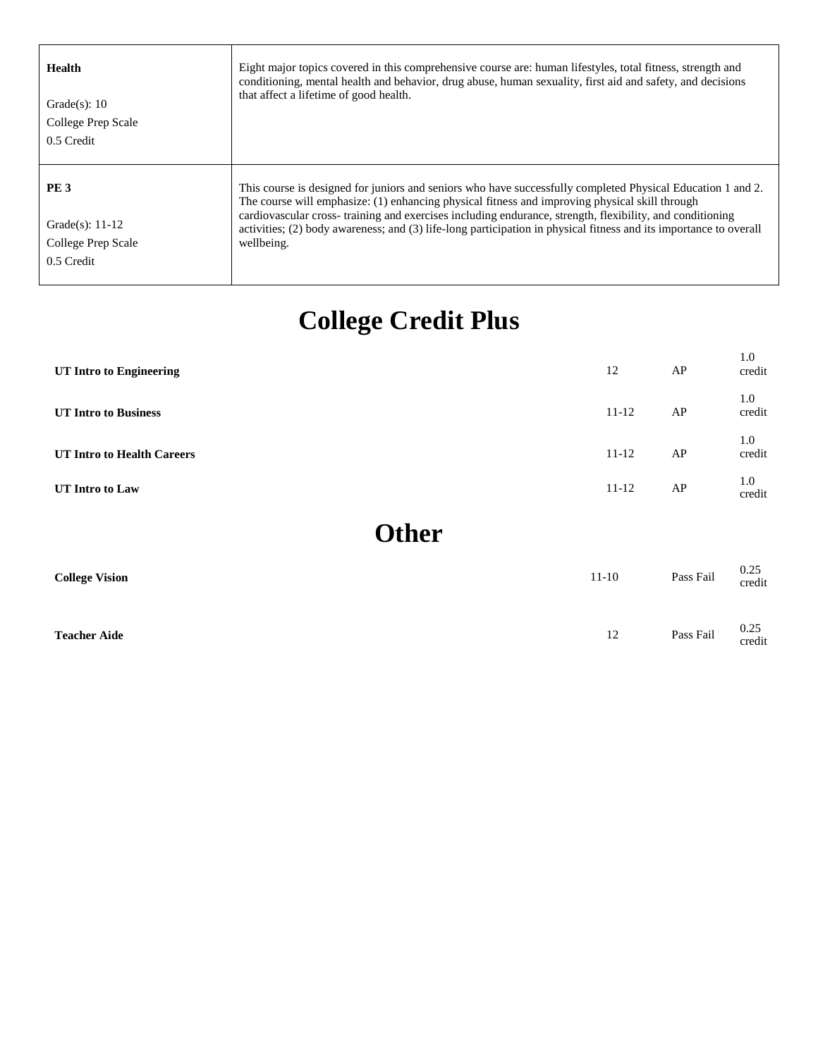| | |
|---|---|
| **Health**<br><br>Grade(s): 10<br>College Prep Scale<br>0.5 Credit | Eight major topics covered in this comprehensive course are: human lifestyles, total fitness, strength and conditioning, mental health and behavior, drug abuse, human sexuality, first aid and safety, and decisions that affect a lifetime of good health. |
| **PE 3**<br><br>Grade(s): 11-12<br>College Prep Scale<br>0.5 Credit | This course is designed for juniors and seniors who have successfully completed Physical Education 1 and 2. The course will emphasize: (1) enhancing physical fitness and improving physical skill through cardiovascular cross- training and exercises including endurance, strength, flexibility, and conditioning activities; (2) body awareness; and (3) life-long participation in physical fitness and its importance to overall wellbeing. |

# College Credit Plus

| | | | |
|---|---|---|---|
| **UT Intro to Engineering** | 12 | AP | 1.0 credit |
| **UT Intro to Business** | 11-12 | AP | 1.0 credit |
| **UT Intro to Health Careers** | 11-12 | AP | 1.0 credit |
| **UT Intro to Law** | 11-12 | AP | 1.0 credit |

# Other

| | | | |
|---|---|---|---|
| **College Vision** | 11-10 | Pass Fail | 0.25 credit |
| **Teacher Aide** | 12 | Pass Fail | 0.25 credit |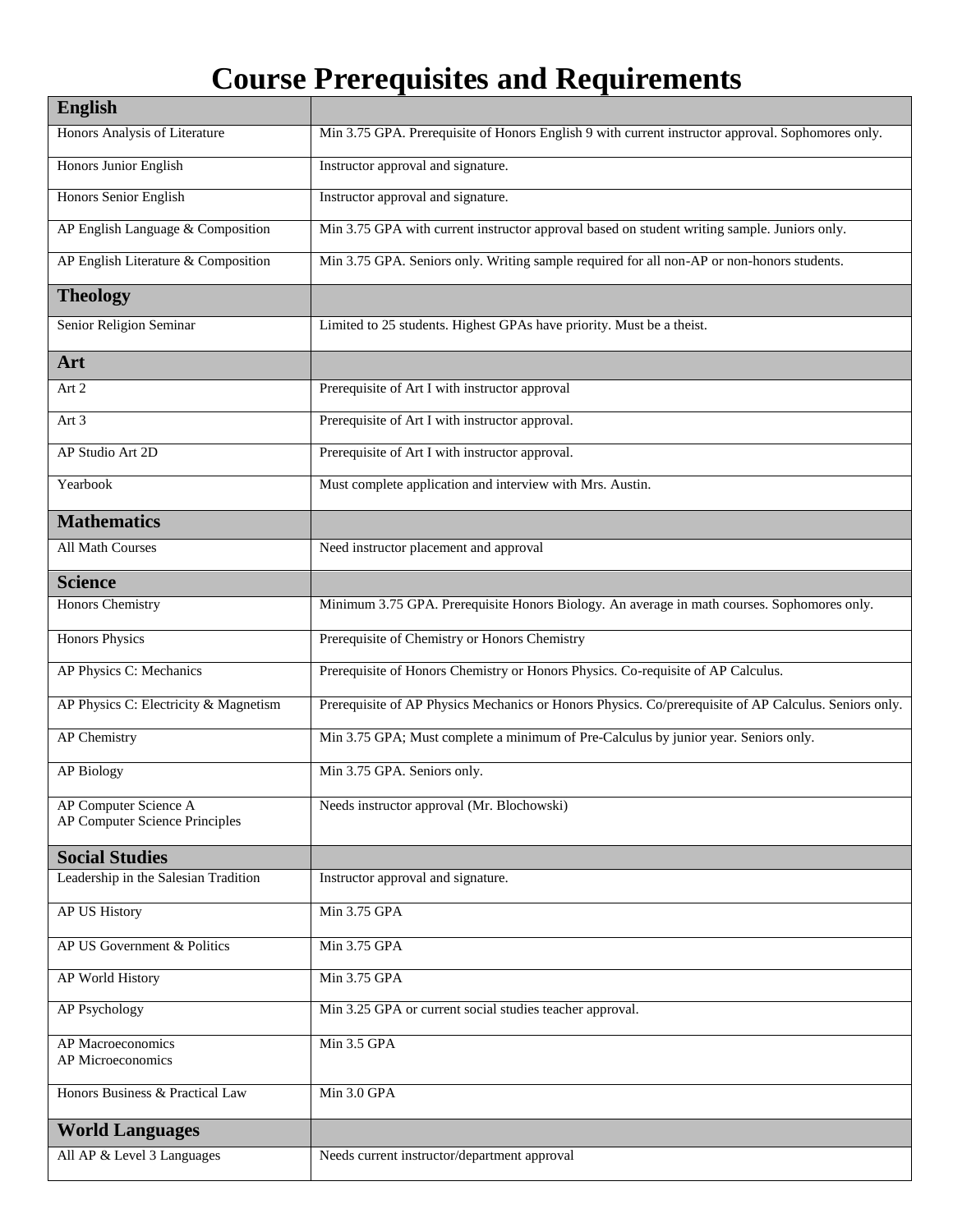# Course Prerequisites and Requirements

| | |
|---|---|
| **English** | |
| Honors Analysis of Literature | Min 3.75 GPA. Prerequisite of Honors English 9 with current instructor approval. Sophomores only. |
| Honors Junior English | Instructor approval and signature. |
| Honors Senior English | Instructor approval and signature. |
| AP English Language & Composition | Min 3.75 GPA with current instructor approval based on student writing sample. Juniors only. |
| AP English Literature & Composition | Min 3.75 GPA. Seniors only. Writing sample required for all non-AP or non-honors students. |
| **Theology** | |
| Senior Religion Seminar | Limited to 25 students. Highest GPAs have priority. Must be a theist. |
| **Art** | |
| Art 2 | Prerequisite of Art I with instructor approval |
| Art 3 | Prerequisite of Art I with instructor approval. |
| AP Studio Art 2D | Prerequisite of Art I with instructor approval. |
| Yearbook | Must complete application and interview with Mrs. Austin. |
| **Mathematics** | |
| All Math Courses | Need instructor placement and approval |
| **Science** | |
| Honors Chemistry | Minimum 3.75 GPA. Prerequisite Honors Biology. An average in math courses. Sophomores only. |
| Honors Physics | Prerequisite of Chemistry or Honors Chemistry |
| AP Physics C: Mechanics | Prerequisite of Honors Chemistry or Honors Physics. Co-requisite of AP Calculus. |
| AP Physics C: Electricity & Magnetism | Prerequisite of AP Physics Mechanics or Honors Physics. Co/prerequisite of AP Calculus. Seniors only. |
| AP Chemistry | Min 3.75 GPA; Must complete a minimum of Pre-Calculus by junior year. Seniors only. |
| AP Biology | Min 3.75 GPA. Seniors only. |
| AP Computer Science A<br>AP Computer Science Principles | Needs instructor approval (Mr. Blochowski) |
| **Social Studies** | |
| Leadership in the Salesian Tradition | Instructor approval and signature. |
| AP US History | Min 3.75 GPA |
| AP US Government & Politics | Min 3.75 GPA |
| AP World History | Min 3.75 GPA |
| AP Psychology | Min 3.25 GPA or current social studies teacher approval. |
| AP Macroeconomics<br>AP Microeconomics | Min 3.5 GPA |
| Honors Business & Practical Law | Min 3.0 GPA |
| **World Languages** | |
| All AP & Level 3 Languages | Needs current instructor/department approval |